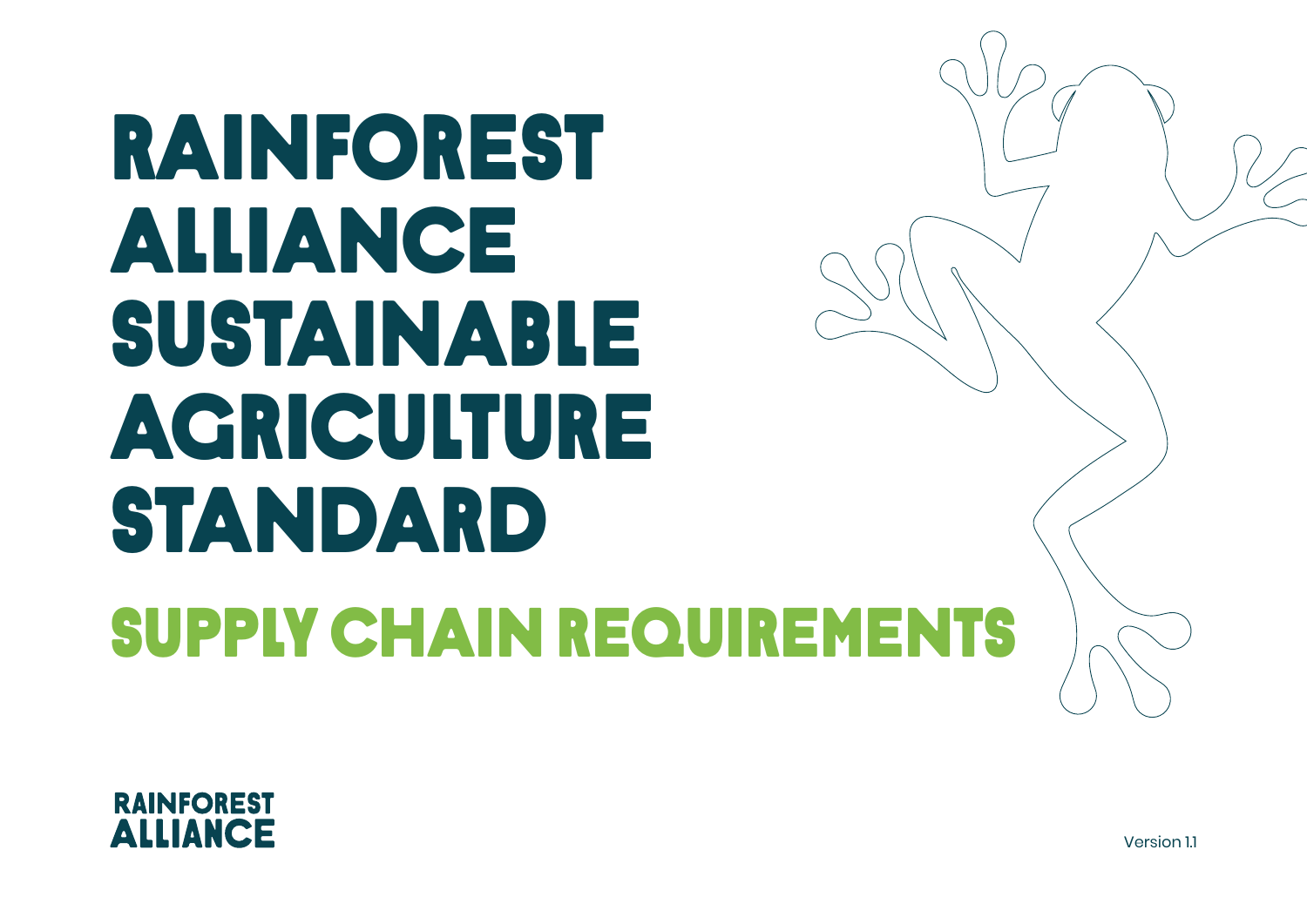# RAINFOREST ALLIANCE SUSTAINABLE AGRICULTURE STANDARD

## SUPPLY CHAIN REQUIREMENTS

RAINFOREST ALLIANCE

Version 1.1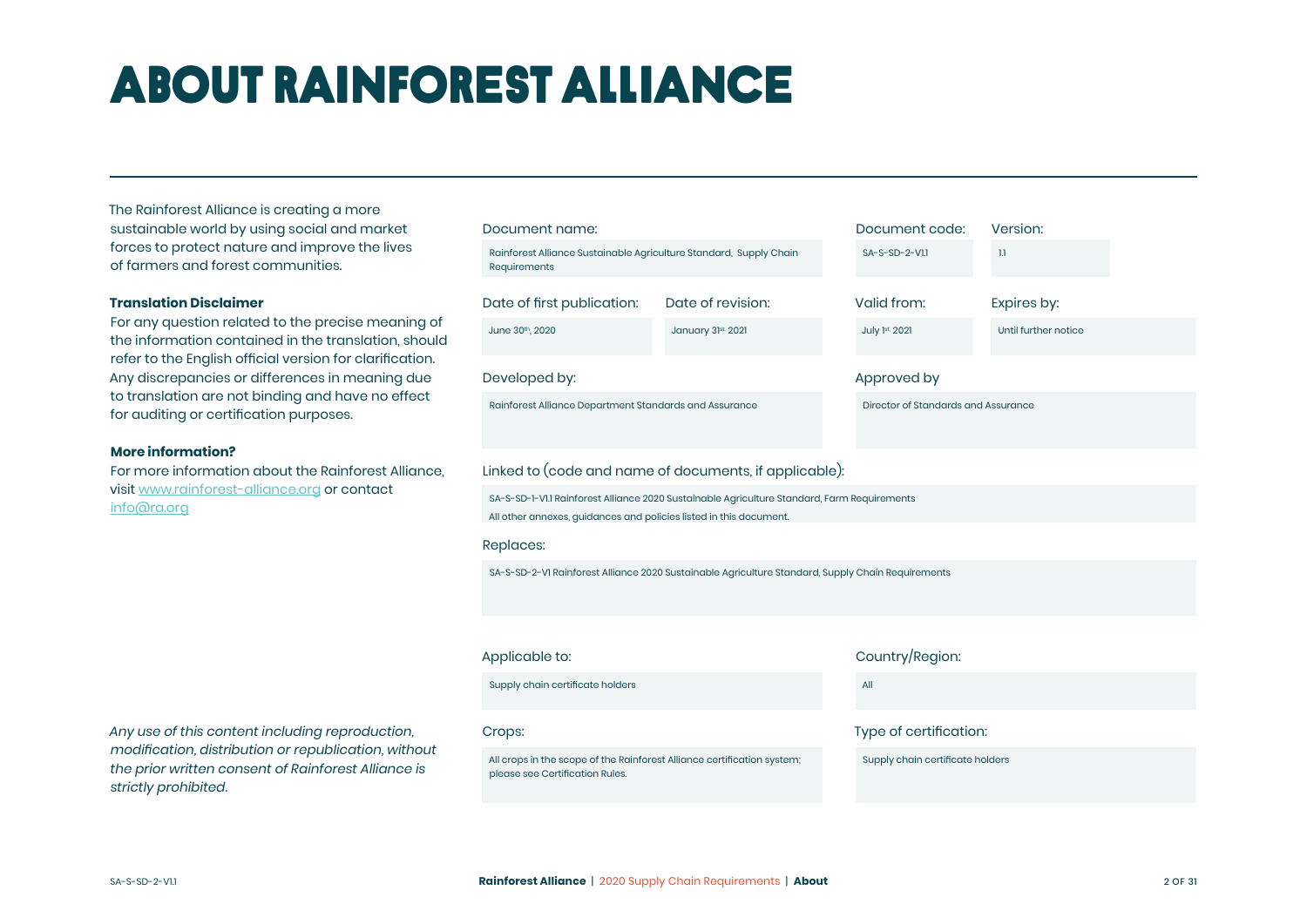// ABOUT RAINFOREST ALLIANCE

# ABOUT RAINFOREST ALLIANCE

The Rainforest Alliance is creating a more sustainable world by using social and market forces to protect nature and improve the lives of farmers and forest communities.

**Translation Disclaimer**

For any question related to the precise meaning of the information contained in the translation, should refer to the English official version for clarification. Any discrepancies or differences in meaning due to translation are not binding and have no effect for auditing or certification purposes.

**More information?**

For more information about the Rainforest Alliance, visit www.rainforest-alliance.org or contact info@ra.org

*Any use of this content including reproduction, modification, distribution or republication, without the prior written consent of Rainforest Alliance is strictly prohibited.*

**Document name:**
Rainforest Alliance Sustainable Agriculture Standard, Supply Chain Requirements

**Document code:**
SA-S-SD-2-V1.1

**Version:**
1.1

**Date of first publication:**
June 30th, 2020

**Date of revision:**
January 31st, 2021

**Valid from:**
July 1st, 2021

**Expires by:**
Until further notice

**Developed by:**
Rainforest Alliance Department Standards and Assurance

**Approved by**
Director of Standards and Assurance

**Linked to (code and name of documents, if applicable):**
SA-S-SD-1-V1.1 Rainforest Alliance 2020 Sustainable Agriculture Standard, Farm Requirements
All other annexes, guidances and policies listed in this document.

**Replaces:**
SA-S-SD-2-V1 Rainforest Alliance 2020 Sustainable Agriculture Standard, Supply Chain Requirements

**Applicable to:**
Supply chain certificate holders

**Country/Region:**
All

**Crops:**
All crops in the scope of the Rainforest Alliance certification system; please see Certification Rules.

**Type of certification:**
Supply chain certificate holders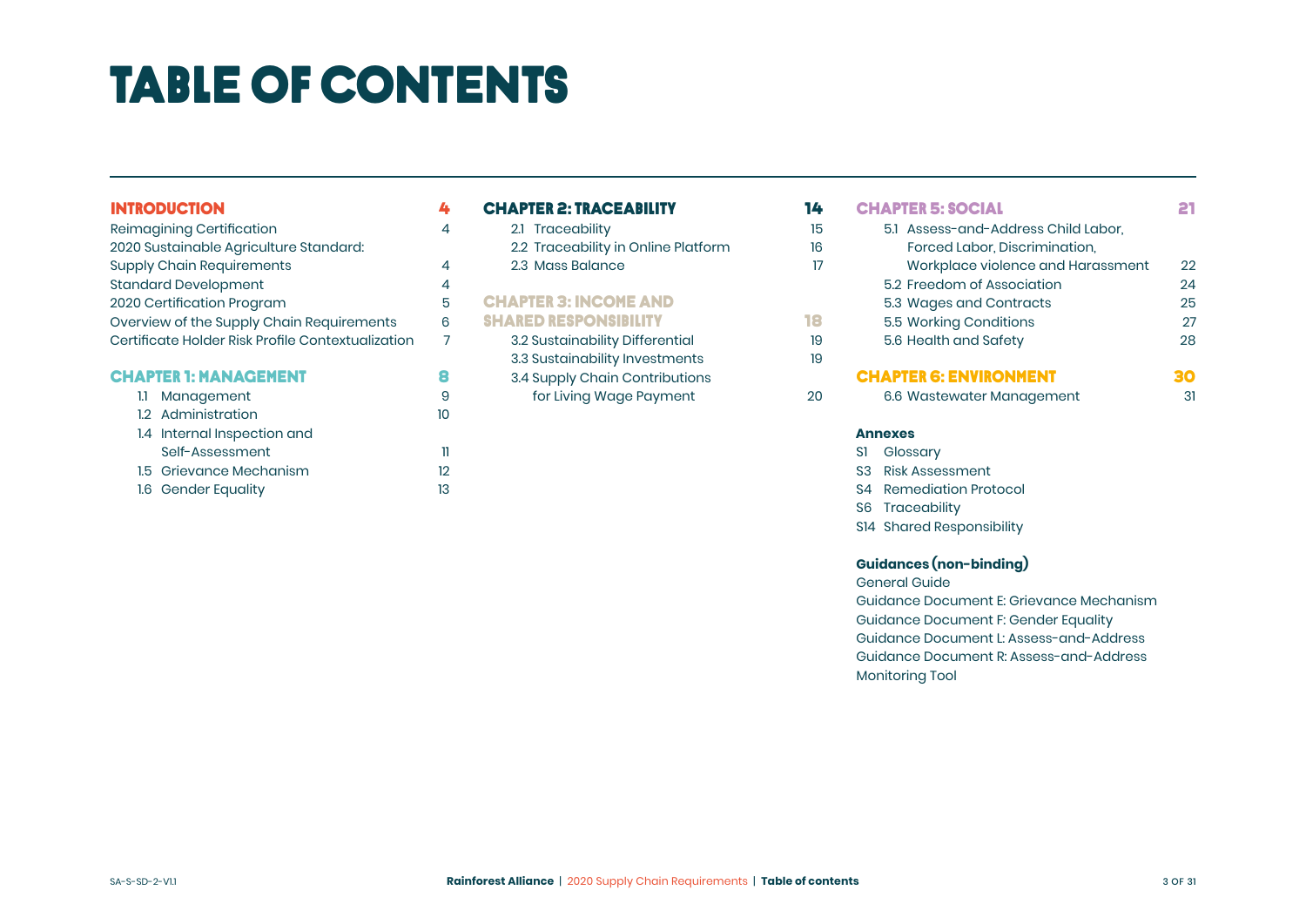# TABLE OF CONTENTS

**INTRODUCTION** 4

- Reimagining Certification 4
- 2020 Sustainable Agriculture Standard: Supply Chain Requirements 4
- Standard Development 4
- 2020 Certification Program 5
- Overview of the Supply Chain Requirements 6
- Certificate Holder Risk Profile Contextualization 7

**CHAPTER 1: MANAGEMENT** 8

- 1.1 Management 9
- 1.2 Administration 10
- 1.4 Internal Inspection and Self-Assessment 11
- 1.5 Grievance Mechanism 12
- 1.6 Gender Equality 13

**CHAPTER 2: TRACEABILITY** 14

- 2.1 Traceability 15
- 2.2 Traceability in Online Platform 16
- 2.3 Mass Balance 17

**CHAPTER 3: INCOME AND SHARED RESPONSIBILITY** 18

- 3.2 Sustainability Differential 19
- 3.3 Sustainability Investments 19
- 3.4 Supply Chain Contributions for Living Wage Payment 20

**CHAPTER 5: SOCIAL** 21

- 5.1 Assess-and-Address Child Labor, Forced Labor, Discrimination, Workplace violence and Harassment 22
- 5.2 Freedom of Association 24
- 5.3 Wages and Contracts 25
- 5.5 Working Conditions 27
- 5.6 Health and Safety 28

**CHAPTER 6: ENVIRONMENT** 30

- 6.6 Wastewater Management 31

**Annexes**

- S1 Glossary
- S3 Risk Assessment
- S4 Remediation Protocol
- S6 Traceability
- S14 Shared Responsibility

**Guidances (non-binding)**

- General Guide
- Guidance Document E: Grievance Mechanism
- Guidance Document F: Gender Equality
- Guidance Document L: Assess-and-Address
- Guidance Document R: Assess-and-Address Monitoring Tool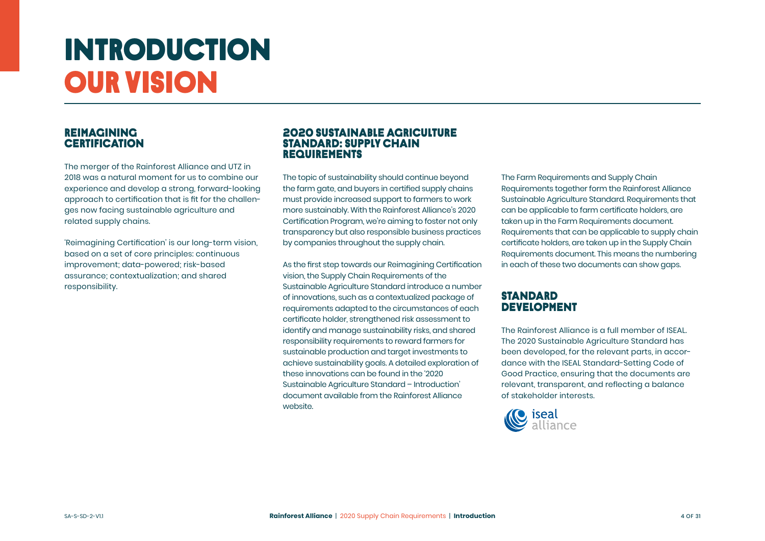# INTRODUCTION
# OUR VISION

## REIMAGINING CERTIFICATION

The merger of the Rainforest Alliance and UTZ in 2018 was a natural moment for us to combine our experience and develop a strong, forward-looking approach to certification that is fit for the challenges now facing sustainable agriculture and related supply chains.

'Reimagining Certification' is our long-term vision, based on a set of core principles: continuous improvement; data-powered; risk-based assurance; contextualization; and shared responsibility.

## 2020 SUSTAINABLE AGRICULTURE STANDARD: SUPPLY CHAIN REQUIREMENTS

The topic of sustainability should continue beyond the farm gate, and buyers in certified supply chains must provide increased support to farmers to work more sustainably. With the Rainforest Alliance's 2020 Certification Program, we're aiming to foster not only transparency but also responsible business practices by companies throughout the supply chain.

As the first step towards our Reimagining Certification vision, the Supply Chain Requirements of the Sustainable Agriculture Standard introduce a number of innovations, such as a contextualized package of requirements adapted to the circumstances of each certificate holder, strengthened risk assessment to identify and manage sustainability risks, and shared responsibility requirements to reward farmers for sustainable production and target investments to achieve sustainability goals. A detailed exploration of these innovations can be found in the '2020 Sustainable Agriculture Standard – Introduction' document available from the Rainforest Alliance website.

The Farm Requirements and Supply Chain Requirements together form the Rainforest Alliance Sustainable Agriculture Standard. Requirements that can be applicable to farm certificate holders, are taken up in the Farm Requirements document. Requirements that can be applicable to supply chain certificate holders, are taken up in the Supply Chain Requirements document. This means the numbering in each of these two documents can show gaps.

## STANDARD DEVELOPMENT

The Rainforest Alliance is a full member of ISEAL. The 2020 Sustainable Agriculture Standard has been developed, for the relevant parts, in accordance with the ISEAL Standard-Setting Code of Good Practice, ensuring that the documents are relevant, transparent, and reflecting a balance of stakeholder interests.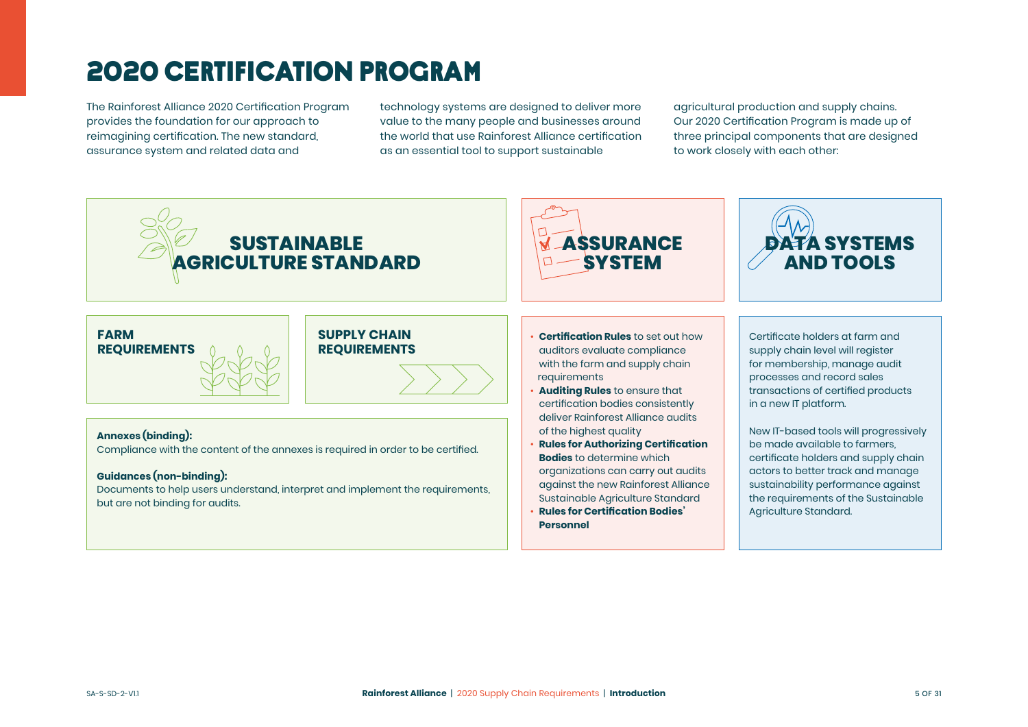# 2020 CERTIFICATION PROGRAM

The Rainforest Alliance 2020 Certification Program provides the foundation for our approach to reimagining certification. The new standard, assurance system and related data and technology systems are designed to deliver more value to the many people and businesses around the world that use Rainforest Alliance certification as an essential tool to support sustainable agricultural production and supply chains. Our 2020 Certification Program is made up of three principal components that are designed to work closely with each other:

## SUSTAINABLE AGRICULTURE STANDARD

### FARM REQUIREMENTS

### SUPPLY CHAIN REQUIREMENTS

**Annexes (binding):**
Compliance with the content of the annexes is required in order to be certified.

**Guidances (non-binding):**
Documents to help users understand, interpret and implement the requirements, but are not binding for audits.

## ASSURANCE SYSTEM

- **Certification Rules** to set out how auditors evaluate compliance with the farm and supply chain requirements
- **Auditing Rules** to ensure that certification bodies consistently deliver Rainforest Alliance audits of the highest quality
- **Rules for Authorizing Certification Bodies** to determine which organizations can carry out audits against the new Rainforest Alliance Sustainable Agriculture Standard
- **Rules for Certification Bodies' Personnel**

## DATA SYSTEMS AND TOOLS

Certificate holders at farm and supply chain level will register for membership, manage audit processes and record sales transactions of certified products in a new IT platform.

New IT-based tools will progressively be made available to farmers, certificate holders and supply chain actors to better track and manage sustainability performance against the requirements of the Sustainable Agriculture Standard.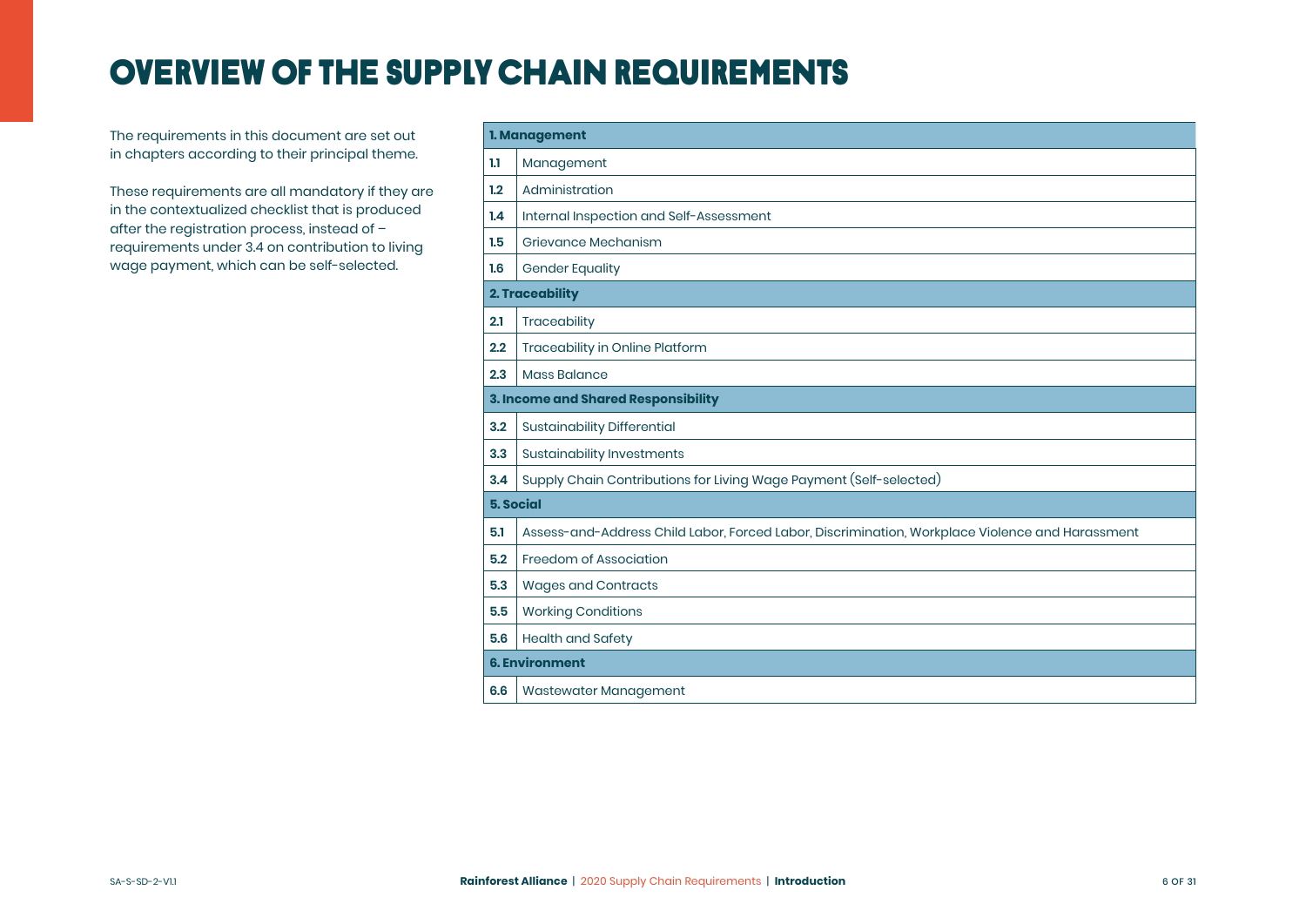# OVERVIEW OF THE SUPPLY CHAIN REQUIREMENTS

The requirements in this document are set out in chapters according to their principal theme.

These requirements are all mandatory if they are in the contextualized checklist that is produced after the registration process, instead of – requirements under 3.4 on contribution to living wage payment, which can be self-selected.

| **1. Management** | |
|---|---|
| **1.1** | Management |
| **1.2** | Administration |
| **1.4** | Internal Inspection and Self-Assessment |
| **1.5** | Grievance Mechanism |
| **1.6** | Gender Equality |
| **2. Traceability** | |
| **2.1** | Traceability |
| **2.2** | Traceability in Online Platform |
| **2.3** | Mass Balance |
| **3. Income and Shared Responsibility** | |
| **3.2** | Sustainability Differential |
| **3.3** | Sustainability Investments |
| **3.4** | Supply Chain Contributions for Living Wage Payment (Self-selected) |
| **5. Social** | |
| **5.1** | Assess-and-Address Child Labor, Forced Labor, Discrimination, Workplace Violence and Harassment |
| **5.2** | Freedom of Association |
| **5.3** | Wages and Contracts |
| **5.5** | Working Conditions |
| **5.6** | Health and Safety |
| **6. Environment** | |
| **6.6** | Wastewater Management |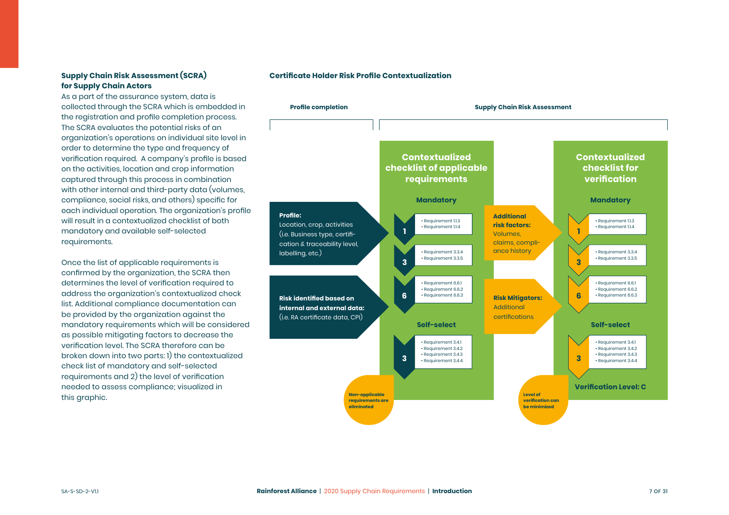### Supply Chain Risk Assessment (SCRA) for Supply Chain Actors

As a part of the assurance system, data is collected through the SCRA which is embedded in the registration and profile completion process. The SCRA evaluates the potential risks of an organization's operations on individual site level in order to determine the type and frequency of verification required. A company's profile is based on the activities, location and crop information captured through this process in combination with other internal and third-party data (volumes, compliance, social risks, and others) specific for each individual operation. The organization's profile will result in a contextualized checklist of both mandatory and available self-selected requirements.

Once the list of applicable requirements is confirmed by the organization, the SCRA then determines the level of verification required to address the organization's contextualized check list. Additional compliance documentation can be provided by the organization against the mandatory requirements which will be considered as possible mitigating factors to decrease the verification level. The SCRA therefore can be broken down into two parts: 1) the contextualized check list of mandatory and self-selected requirements and 2) the level of verification needed to assess compliance; visualized in this graphic.

### Certificate Holder Risk Profile Contextualization

**Profile completion**

**Supply Chain Risk Assessment**

**Profile:** Location, crop, activities (i.e. Business type, certification & traceability level, labelling, etc.)

**Risk identified based on internal and external data:** (i.e. RA certificate data, CPI)

**Contextualized checklist of applicable requirements**

Mandatory

- 1
  - Requirement 1.1.3
  - Requirement 1.1.4
- 3
  - Requirement 3.3.4
  - Requirement 3.3.5
- 6
  - Requirement 6.6.1
  - Requirement 6.6.2
  - Requirement 6.6.3

Self-select

- 3
  - Requirement 3.4.1
  - Requirement 3.4.2
  - Requirement 3.4.3
  - Requirement 3.4.4

**Non-applicable requirements are eliminated**

**Additional risk factors:** Volumes, claims, compliance history

**Risk Mitigators:** Additional certifications

**Contextualized checklist for verification**

Mandatory

- 1
  - Requirement 1.1.3
  - Requirement 1.1.4
- 3
  - Requirement 3.3.4
  - Requirement 3.3.5
- 6
  - Requirement 6.6.1
  - Requirement 6.6.2
  - Requirement 6.6.3

Self-select

- 3
  - Requirement 3.4.1
  - Requirement 3.4.2
  - Requirement 3.4.3
  - Requirement 3.4.4

**Verification Level: C**

**Level of verification can be minimized**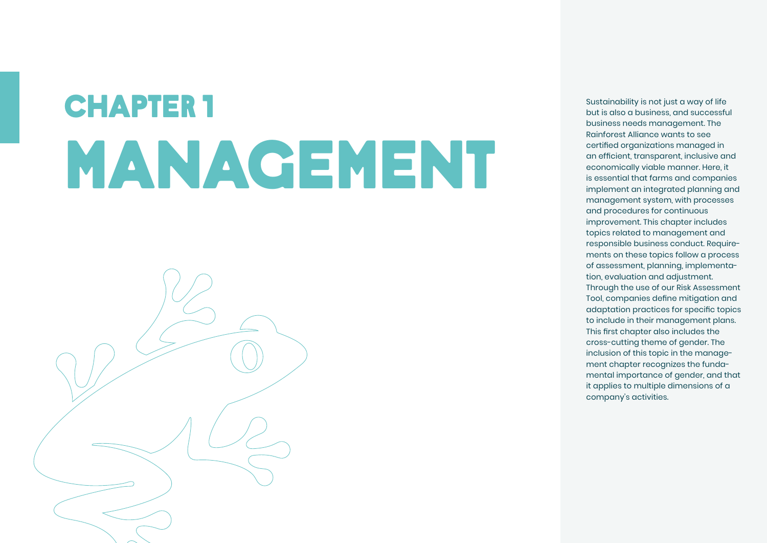# CHAPTER 1
# MANAGEMENT

Sustainability is not just a way of life but is also a business, and successful business needs management. The Rainforest Alliance wants to see certified organizations managed in an efficient, transparent, inclusive and economically viable manner. Here, it is essential that farms and companies implement an integrated planning and management system, with processes and procedures for continuous improvement. This chapter includes topics related to management and responsible business conduct. Requirements on these topics follow a process of assessment, planning, implementation, evaluation and adjustment. Through the use of our Risk Assessment Tool, companies define mitigation and adaptation practices for specific topics to include in their management plans. This first chapter also includes the cross-cutting theme of gender. The inclusion of this topic in the management chapter recognizes the fundamental importance of gender, and that it applies to multiple dimensions of a company's activities.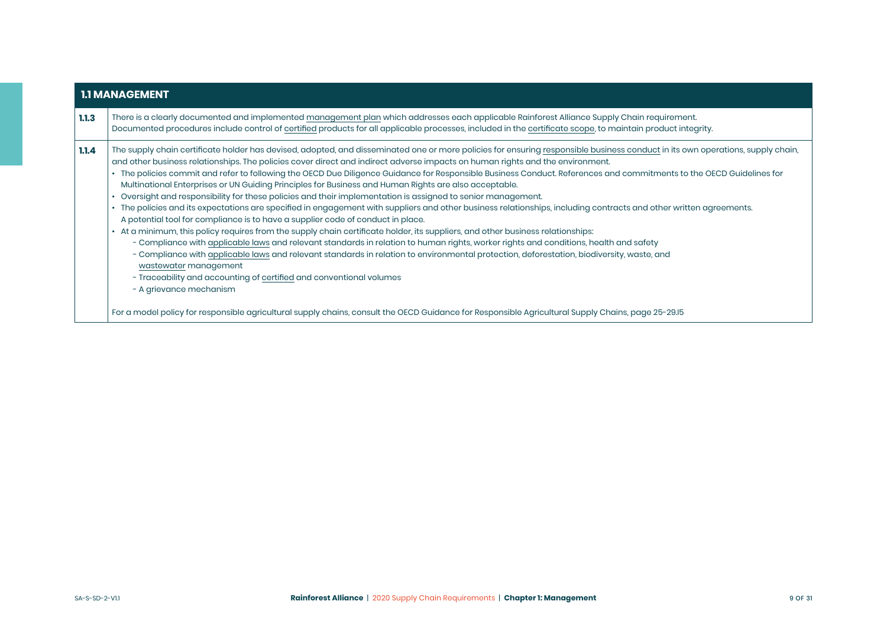| 1.1 MANAGEMENT | |
|---|---|
| **1.1.3** | There is a clearly documented and implemented management plan which addresses each applicable Rainforest Alliance Supply Chain requirement.<br>Documented procedures include control of certified products for all applicable processes, included in the certificate scope, to maintain product integrity. |
| **1.1.4** | The supply chain certificate holder has devised, adopted, and disseminated one or more policies for ensuring responsible business conduct in its own operations, supply chain, and other business relationships. The policies cover direct and indirect adverse impacts on human rights and the environment.<br>• The policies commit and refer to following the OECD Due Diligence Guidance for Responsible Business Conduct. References and commitments to the OECD Guidelines for Multinational Enterprises or UN Guiding Principles for Business and Human Rights are also acceptable.<br>• Oversight and responsibility for these policies and their implementation is assigned to senior management.<br>• The policies and its expectations are specified in engagement with suppliers and other business relationships, including contracts and other written agreements. A potential tool for compliance is to have a supplier code of conduct in place.<br>• At a minimum, this policy requires from the supply chain certificate holder, its suppliers, and other business relationships:<br>- Compliance with applicable laws and relevant standards in relation to human rights, worker rights and conditions, health and safety<br>- Compliance with applicable laws and relevant standards in relation to environmental protection, deforestation, biodiversity, waste, and wastewater management<br>- Traceability and accounting of certified and conventional volumes<br>- A grievance mechanism<br><br>For a model policy for responsible agricultural supply chains, consult the OECD Guidance for Responsible Agricultural Supply Chains, page 25-29.I5 |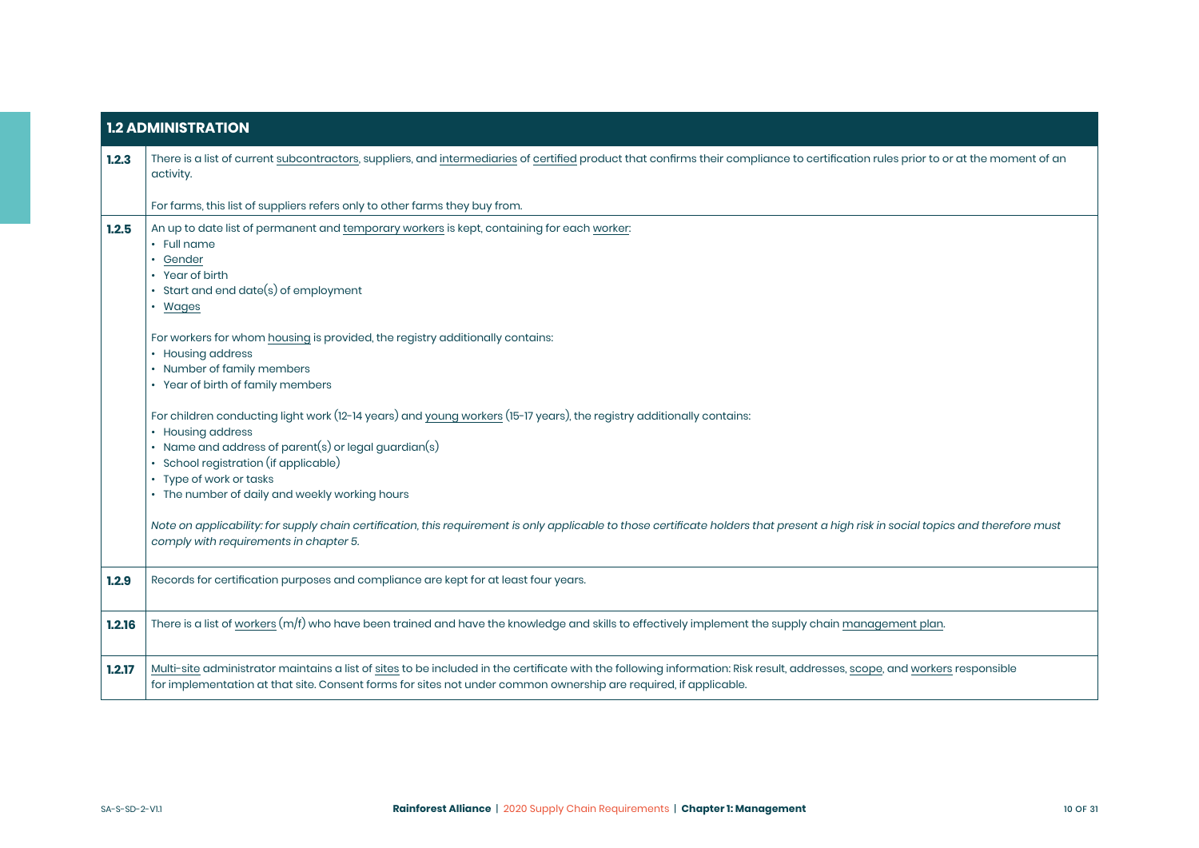| 1.2 ADMINISTRATION | |
|---|---|
| **1.2.3** | There is a list of current subcontractors, suppliers, and intermediaries of certified product that confirms their compliance to certification rules prior to or at the moment of an activity.<br><br>For farms, this list of suppliers refers only to other farms they buy from. |
| **1.2.5** | An up to date list of permanent and temporary workers is kept, containing for each worker:<br>• Full name<br>• Gender<br>• Year of birth<br>• Start and end date(s) of employment<br>• Wages<br><br>For workers for whom housing is provided, the registry additionally contains:<br>• Housing address<br>• Number of family members<br>• Year of birth of family members<br><br>For children conducting light work (12-14 years) and young workers (15-17 years), the registry additionally contains:<br>• Housing address<br>• Name and address of parent(s) or legal guardian(s)<br>• School registration (if applicable)<br>• Type of work or tasks<br>• The number of daily and weekly working hours<br><br>*Note on applicability: for supply chain certification, this requirement is only applicable to those certificate holders that present a high risk in social topics and therefore must comply with requirements in chapter 5.* |
| **1.2.9** | Records for certification purposes and compliance are kept for at least four years. |
| **1.2.16** | There is a list of workers (m/f) who have been trained and have the knowledge and skills to effectively implement the supply chain management plan. |
| **1.2.17** | Multi-site administrator maintains a list of sites to be included in the certificate with the following information: Risk result, addresses, scope, and workers responsible for implementation at that site. Consent forms for sites not under common ownership are required, if applicable. |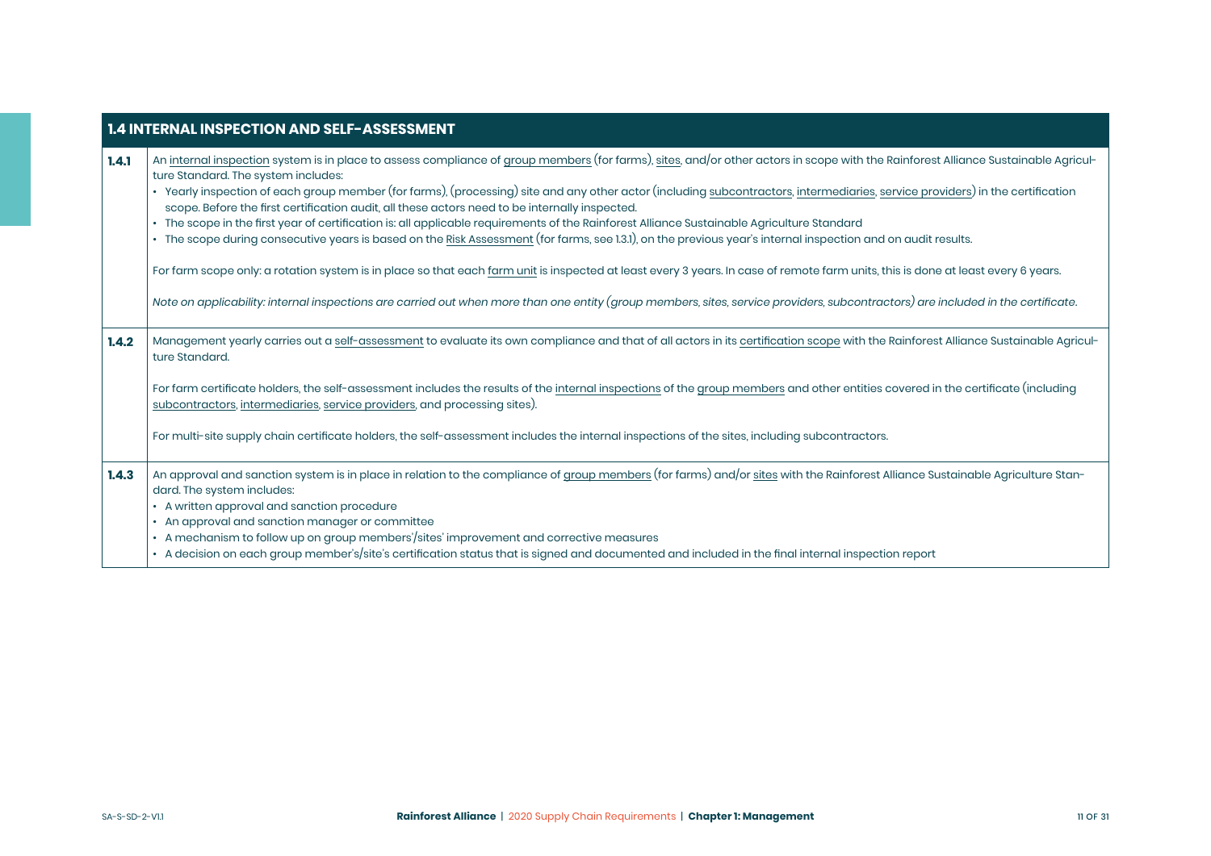| 1.4 INTERNAL INSPECTION AND SELF-ASSESSMENT | |
|---|---|
| **1.4.1** | An internal inspection system is in place to assess compliance of group members (for farms), sites, and/or other actors in scope with the Rainforest Alliance Sustainable Agriculture Standard. The system includes:<br>• Yearly inspection of each group member (for farms), (processing) site and any other actor (including subcontractors, intermediaries, service providers) in the certification scope. Before the first certification audit, all these actors need to be internally inspected.<br>• The scope in the first year of certification is: all applicable requirements of the Rainforest Alliance Sustainable Agriculture Standard<br>• The scope during consecutive years is based on the Risk Assessment (for farms, see 1.3.1), on the previous year's internal inspection and on audit results.<br><br>For farm scope only: a rotation system is in place so that each farm unit is inspected at least every 3 years. In case of remote farm units, this is done at least every 6 years.<br><br>*Note on applicability: internal inspections are carried out when more than one entity (group members, sites, service providers, subcontractors) are included in the certificate.* |
| **1.4.2** | Management yearly carries out a self-assessment to evaluate its own compliance and that of all actors in its certification scope with the Rainforest Alliance Sustainable Agriculture Standard.<br><br>For farm certificate holders, the self-assessment includes the results of the internal inspections of the group members and other entities covered in the certificate (including subcontractors, intermediaries, service providers, and processing sites).<br><br>For multi-site supply chain certificate holders, the self-assessment includes the internal inspections of the sites, including subcontractors. |
| **1.4.3** | An approval and sanction system is in place in relation to the compliance of group members (for farms) and/or sites with the Rainforest Alliance Sustainable Agriculture Standard. The system includes:<br>• A written approval and sanction procedure<br>• An approval and sanction manager or committee<br>• A mechanism to follow up on group members'/sites' improvement and corrective measures<br>• A decision on each group member's/site's certification status that is signed and documented and included in the final internal inspection report |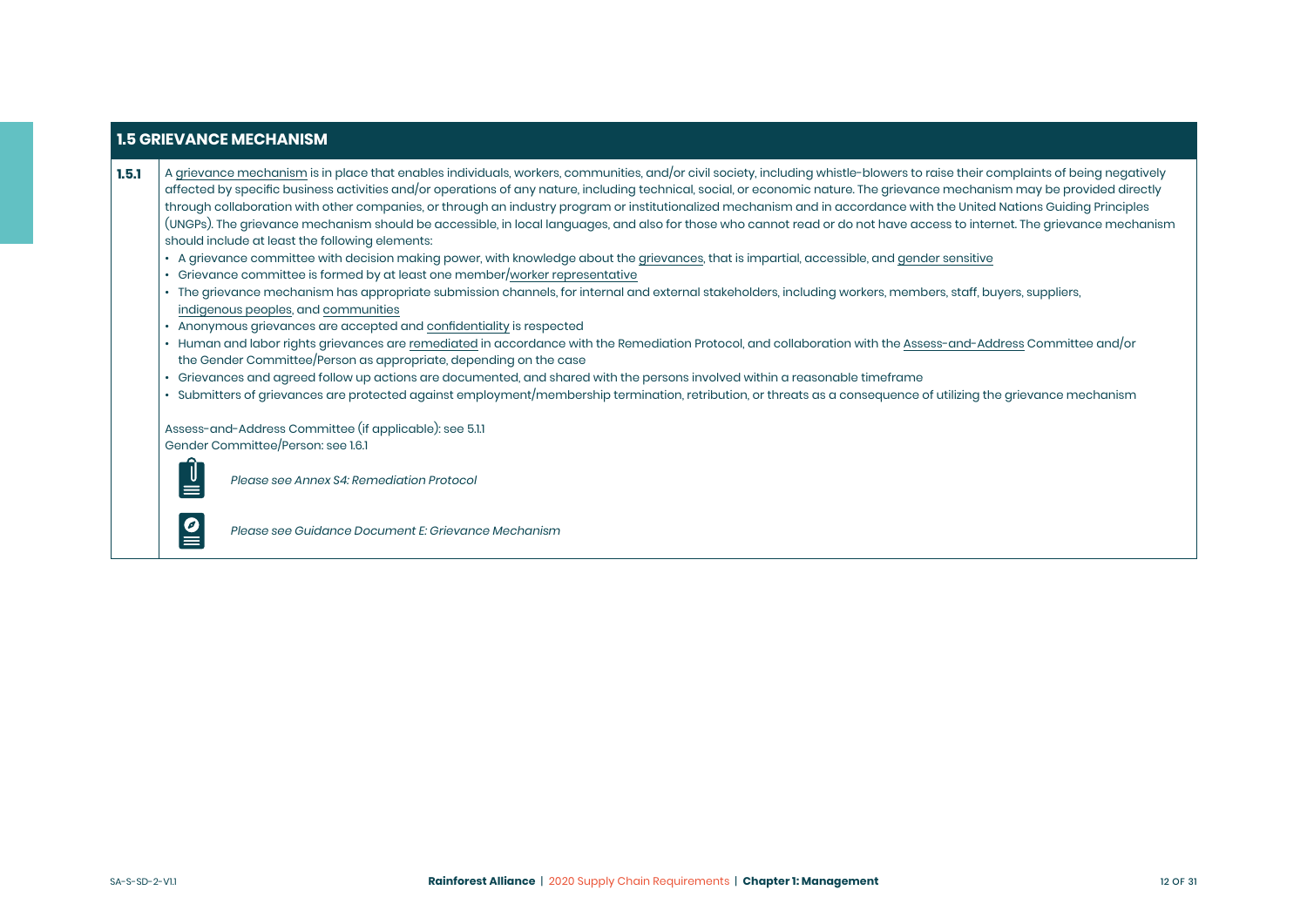## 1.5 GRIEVANCE MECHANISM

**1.5.1**

A grievance mechanism is in place that enables individuals, workers, communities, and/or civil society, including whistle-blowers to raise their complaints of being negatively affected by specific business activities and/or operations of any nature, including technical, social, or economic nature. The grievance mechanism may be provided directly through collaboration with other companies, or through an industry program or institutionalized mechanism and in accordance with the United Nations Guiding Principles (UNGPs). The grievance mechanism should be accessible, in local languages, and also for those who cannot read or do not have access to internet. The grievance mechanism should include at least the following elements:

- A grievance committee with decision making power, with knowledge about the grievances, that is impartial, accessible, and gender sensitive
- Grievance committee is formed by at least one member/worker representative
- The grievance mechanism has appropriate submission channels, for internal and external stakeholders, including workers, members, staff, buyers, suppliers, indigenous peoples, and communities
- Anonymous grievances are accepted and confidentiality is respected
- Human and labor rights grievances are remediated in accordance with the Remediation Protocol, and collaboration with the Assess-and-Address Committee and/or the Gender Committee/Person as appropriate, depending on the case
- Grievances and agreed follow up actions are documented, and shared with the persons involved within a reasonable timeframe
- Submitters of grievances are protected against employment/membership termination, retribution, or threats as a consequence of utilizing the grievance mechanism

Assess-and-Address Committee (if applicable): see 5.1.1
Gender Committee/Person: see 1.6.1

*Please see Annex S4: Remediation Protocol*

*Please see Guidance Document E: Grievance Mechanism*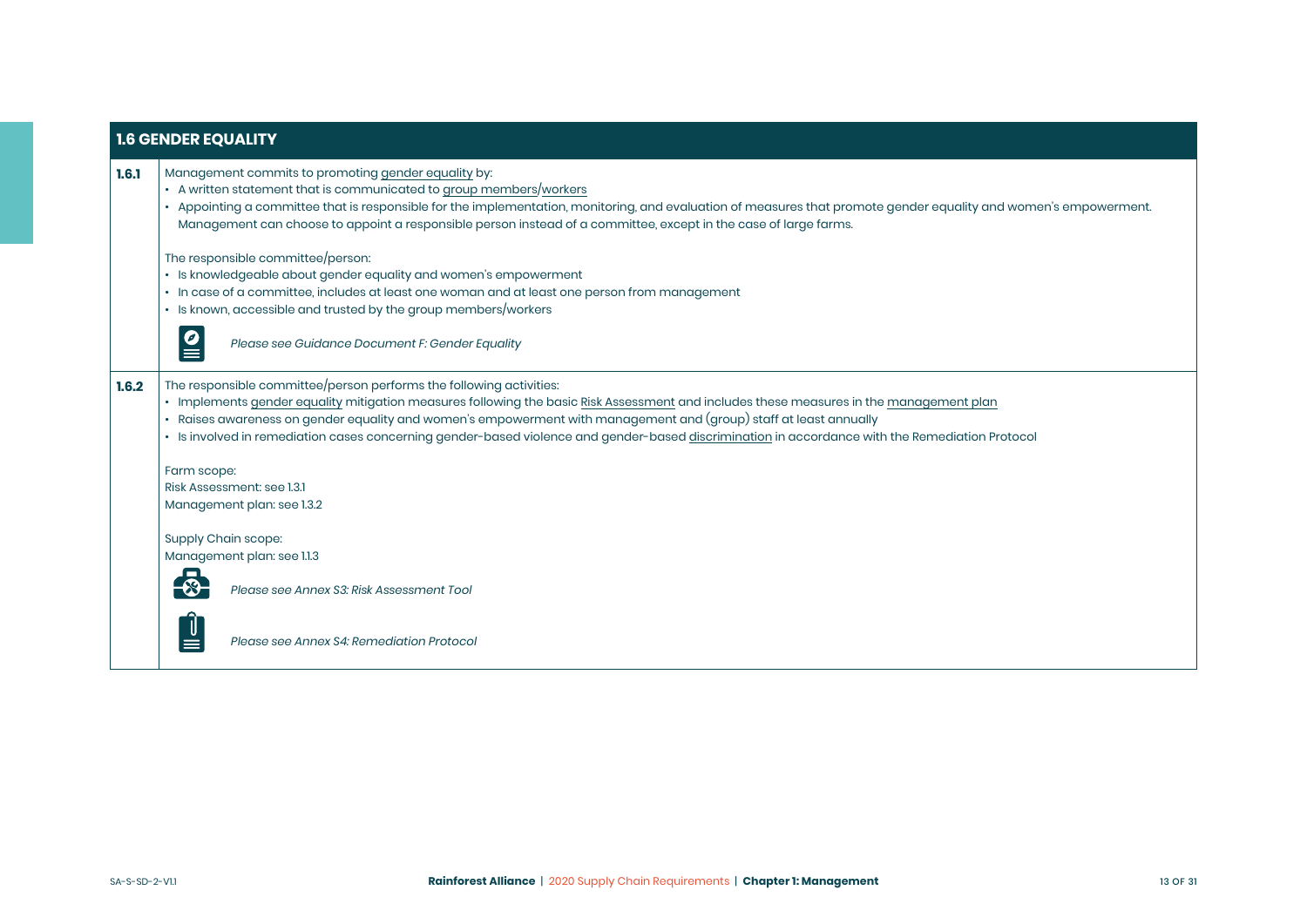| **1.6 GENDER EQUALITY** | |
|---|---|
| **1.6.1** | Management commits to promoting gender equality by:<br>• A written statement that is communicated to group members/workers<br>• Appointing a committee that is responsible for the implementation, monitoring, and evaluation of measures that promote gender equality and women's empowerment. Management can choose to appoint a responsible person instead of a committee, except in the case of large farms.<br><br>The responsible committee/person:<br>• Is knowledgeable about gender equality and women's empowerment<br>• In case of a committee, includes at least one woman and at least one person from management<br>• Is known, accessible and trusted by the group members/workers<br><br>*Please see Guidance Document F: Gender Equality* |
| **1.6.2** | The responsible committee/person performs the following activities:<br>• Implements gender equality mitigation measures following the basic Risk Assessment and includes these measures in the management plan<br>• Raises awareness on gender equality and women's empowerment with management and (group) staff at least annually<br>• Is involved in remediation cases concerning gender-based violence and gender-based discrimination in accordance with the Remediation Protocol<br><br>Farm scope:<br>Risk Assessment: see 1.3.1<br>Management plan: see 1.3.2<br><br>Supply Chain scope:<br>Management plan: see 1.1.3<br><br>*Please see Annex S3: Risk Assessment Tool*<br><br>*Please see Annex S4: Remediation Protocol* |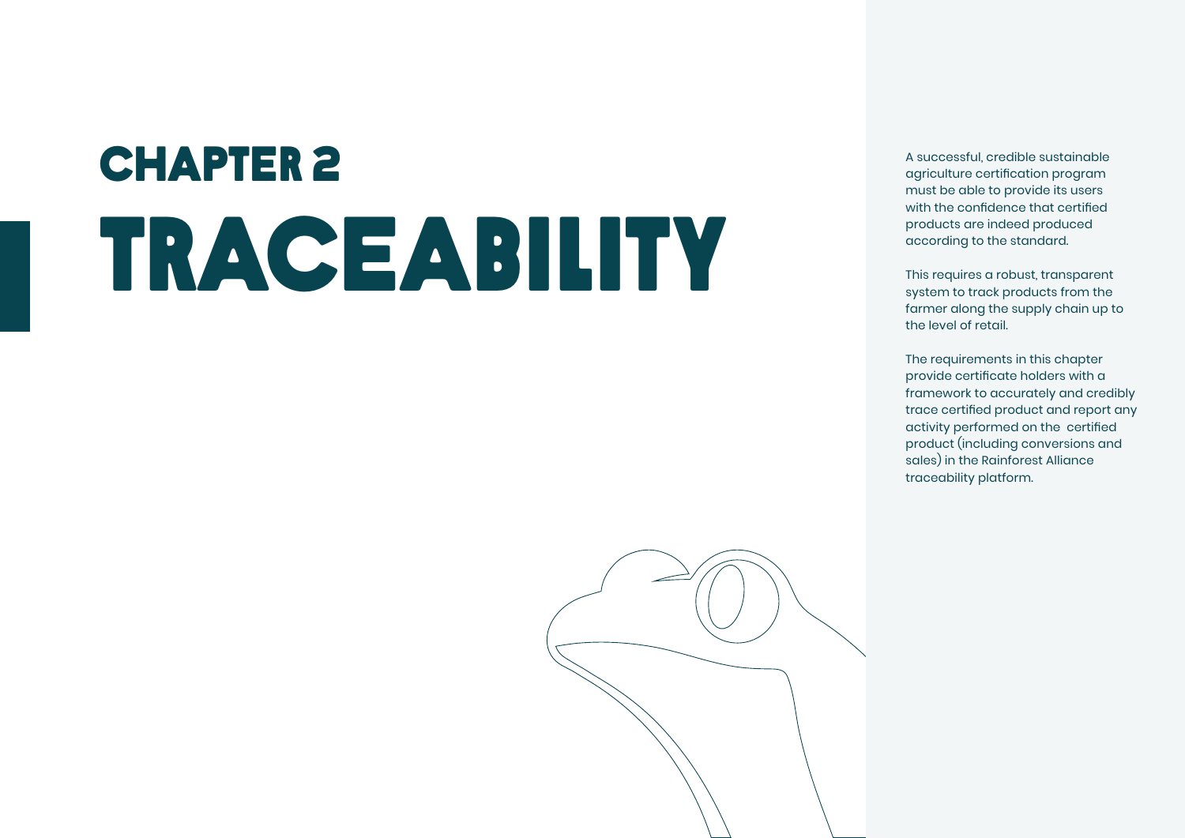# CHAPTER 2

# TRACEABILITY

A successful, credible sustainable agriculture certification program must be able to provide its users with the confidence that certified products are indeed produced according to the standard.

This requires a robust, transparent system to track products from the farmer along the supply chain up to the level of retail.

The requirements in this chapter provide certificate holders with a framework to accurately and credibly trace certified product and report any activity performed on the certified product (including conversions and sales) in the Rainforest Alliance traceability platform.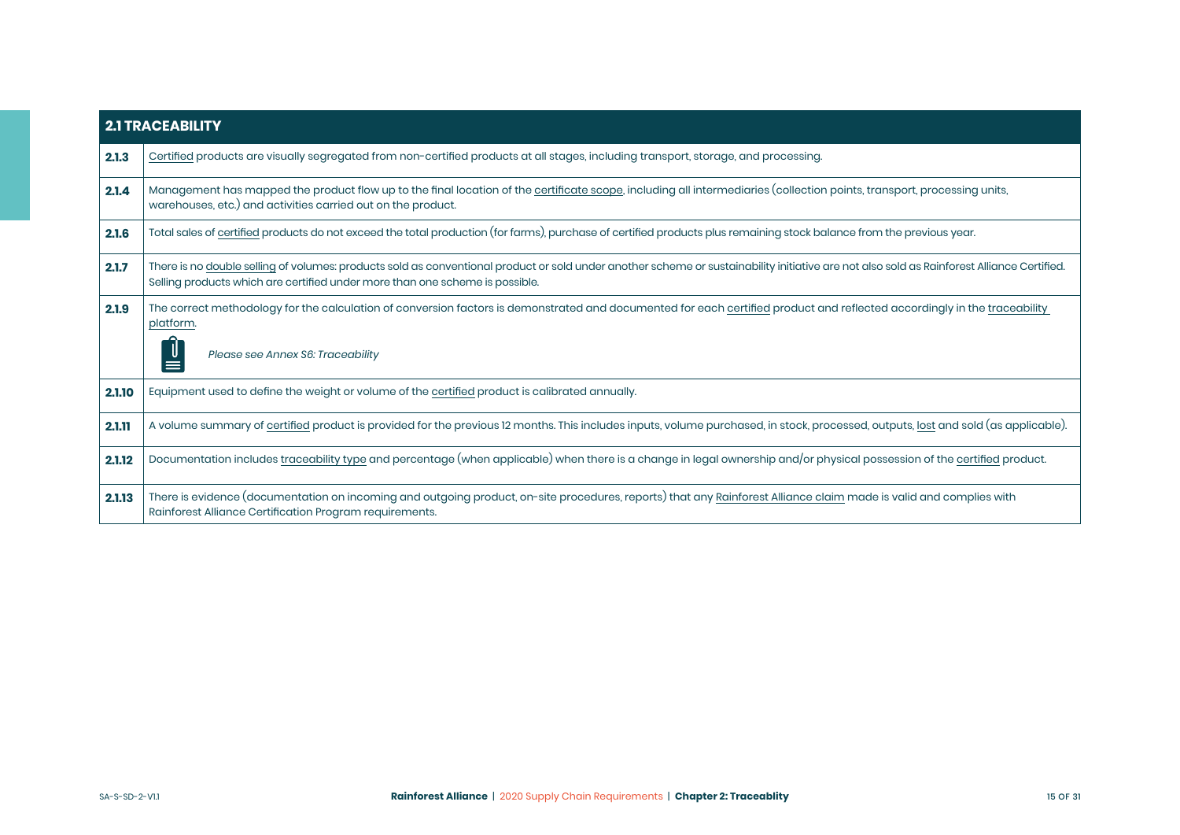| 2.1 TRACEABILITY | |
|---|---|
| 2.1.3 | Certified products are visually segregated from non-certified products at all stages, including transport, storage, and processing. |
| 2.1.4 | Management has mapped the product flow up to the final location of the certificate scope, including all intermediaries (collection points, transport, processing units, warehouses, etc.) and activities carried out on the product. |
| 2.1.6 | Total sales of certified products do not exceed the total production (for farms), purchase of certified products plus remaining stock balance from the previous year. |
| 2.1.7 | There is no double selling of volumes: products sold as conventional product or sold under another scheme or sustainability initiative are not also sold as Rainforest Alliance Certified. Selling products which are certified under more than one scheme is possible. |
| 2.1.9 | The correct methodology for the calculation of conversion factors is demonstrated and documented for each certified product and reflected accordingly in the traceability platform.<br><br>*Please see Annex S6: Traceability* |
| 2.1.10 | Equipment used to define the weight or volume of the certified product is calibrated annually. |
| 2.1.11 | A volume summary of certified product is provided for the previous 12 months. This includes inputs, volume purchased, in stock, processed, outputs, lost and sold (as applicable). |
| 2.1.12 | Documentation includes traceability type and percentage (when applicable) when there is a change in legal ownership and/or physical possession of the certified product. |
| 2.1.13 | There is evidence (documentation on incoming and outgoing product, on-site procedures, reports) that any Rainforest Alliance claim made is valid and complies with Rainforest Alliance Certification Program requirements. |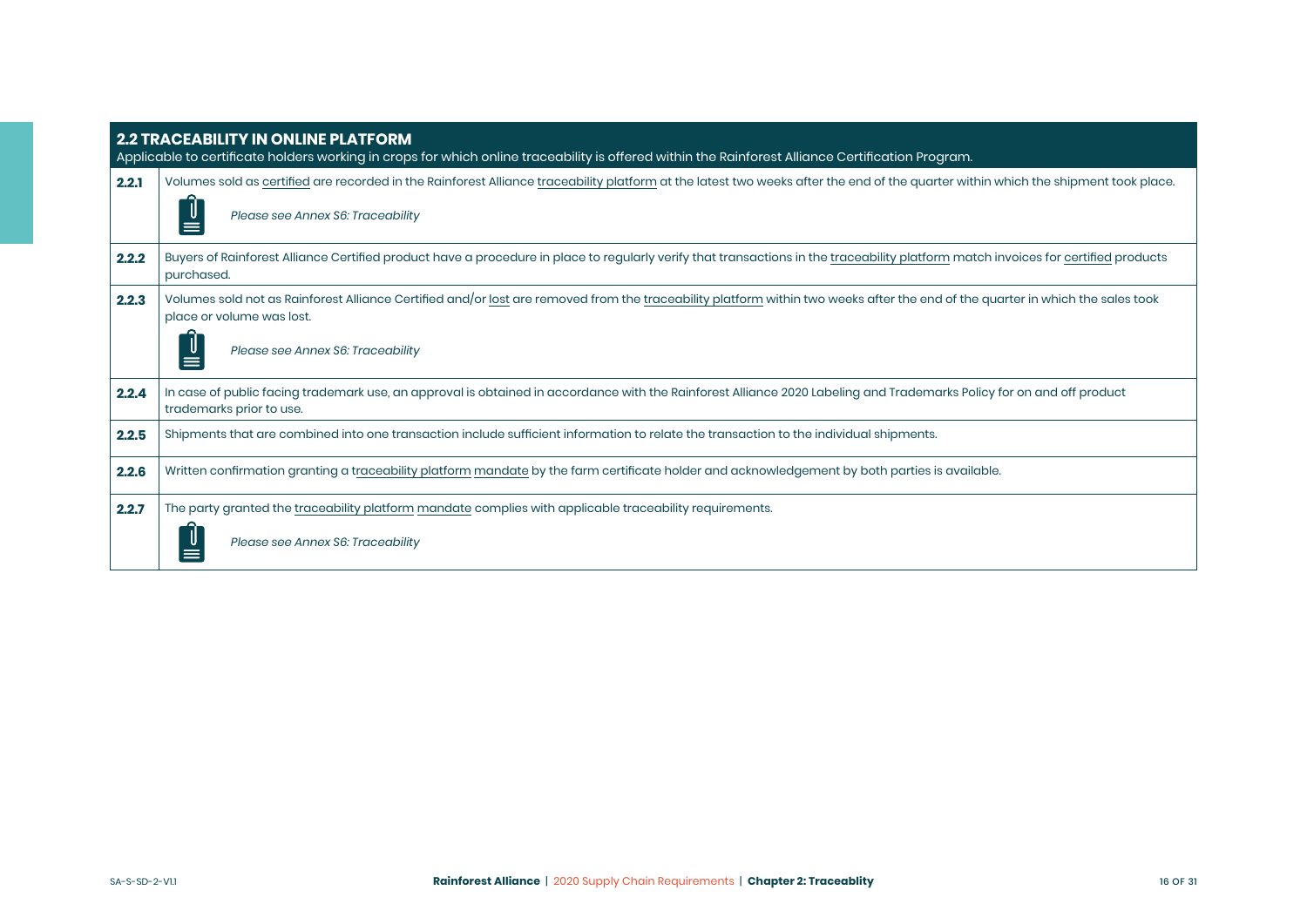## 2.2 TRACEABILITY IN ONLINE PLATFORM

Applicable to certificate holders working in crops for which online traceability is offered within the Rainforest Alliance Certification Program.

| | |
|---|---|
| **2.2.1** | Volumes sold as certified are recorded in the Rainforest Alliance traceability platform at the latest two weeks after the end of the quarter within which the shipment took place.<br><br>*Please see Annex S6: Traceability* |
| **2.2.2** | Buyers of Rainforest Alliance Certified product have a procedure in place to regularly verify that transactions in the traceability platform match invoices for certified products purchased. |
| **2.2.3** | Volumes sold not as Rainforest Alliance Certified and/or lost are removed from the traceability platform within two weeks after the end of the quarter in which the sales took place or volume was lost.<br><br>*Please see Annex S6: Traceability* |
| **2.2.4** | In case of public facing trademark use, an approval is obtained in accordance with the Rainforest Alliance 2020 Labeling and Trademarks Policy for on and off product trademarks prior to use. |
| **2.2.5** | Shipments that are combined into one transaction include sufficient information to relate the transaction to the individual shipments. |
| **2.2.6** | Written confirmation granting a traceability platform mandate by the farm certificate holder and acknowledgement by both parties is available. |
| **2.2.7** | The party granted the traceability platform mandate complies with applicable traceability requirements.<br><br>*Please see Annex S6: Traceability* |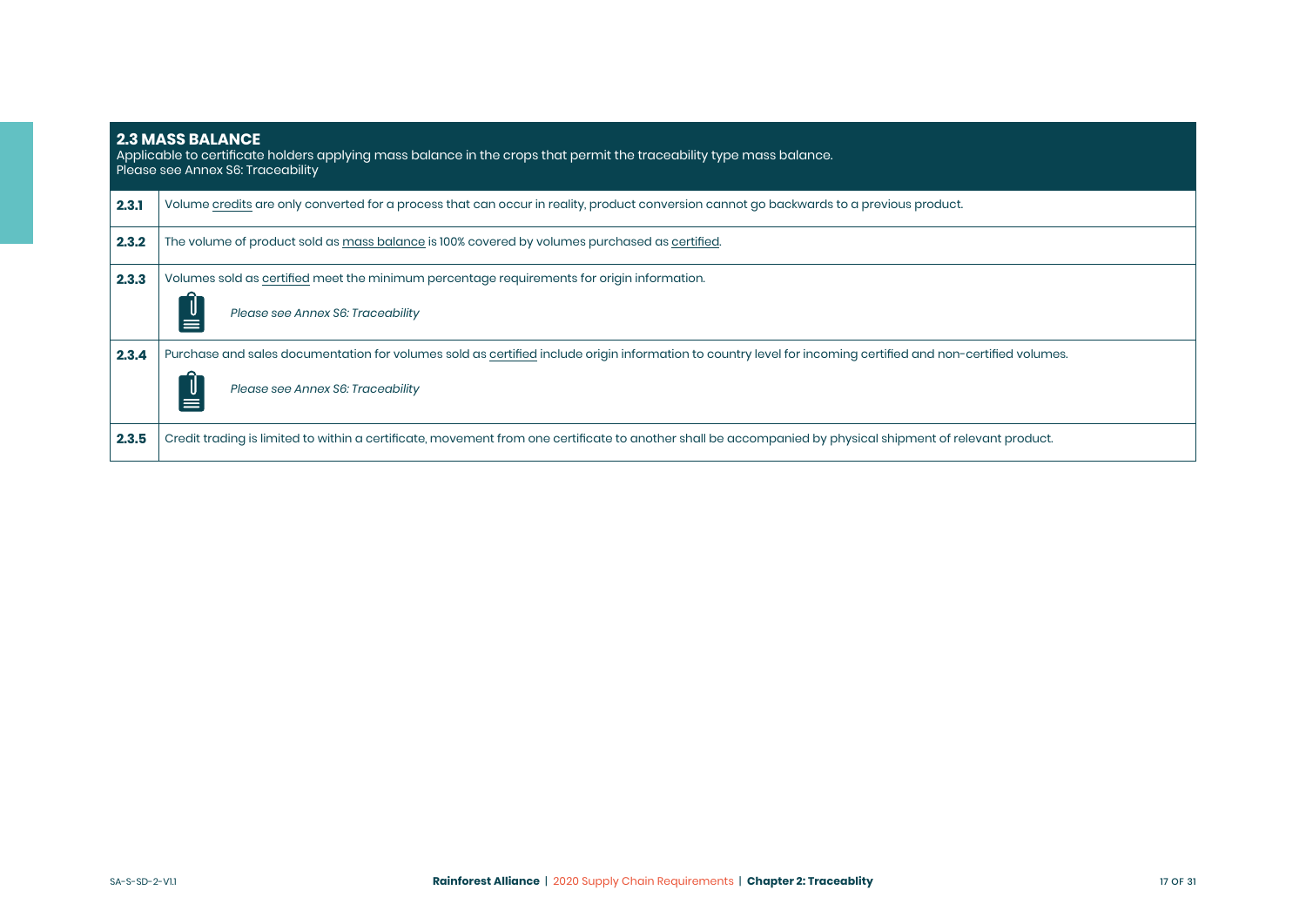## 2.3 MASS BALANCE

Applicable to certificate holders applying mass balance in the crops that permit the traceability type mass balance.
Please see Annex S6: Traceability

| | |
|---|---|
| **2.3.1** | Volume credits are only converted for a process that can occur in reality, product conversion cannot go backwards to a previous product. |
| **2.3.2** | The volume of product sold as mass balance is 100% covered by volumes purchased as certified. |
| **2.3.3** | Volumes sold as certified meet the minimum percentage requirements for origin information.<br><br>*Please see Annex S6: Traceability* |
| **2.3.4** | Purchase and sales documentation for volumes sold as certified include origin information to country level for incoming certified and non-certified volumes.<br><br>*Please see Annex S6: Traceability* |
| **2.3.5** | Credit trading is limited to within a certificate, movement from one certificate to another shall be accompanied by physical shipment of relevant product. |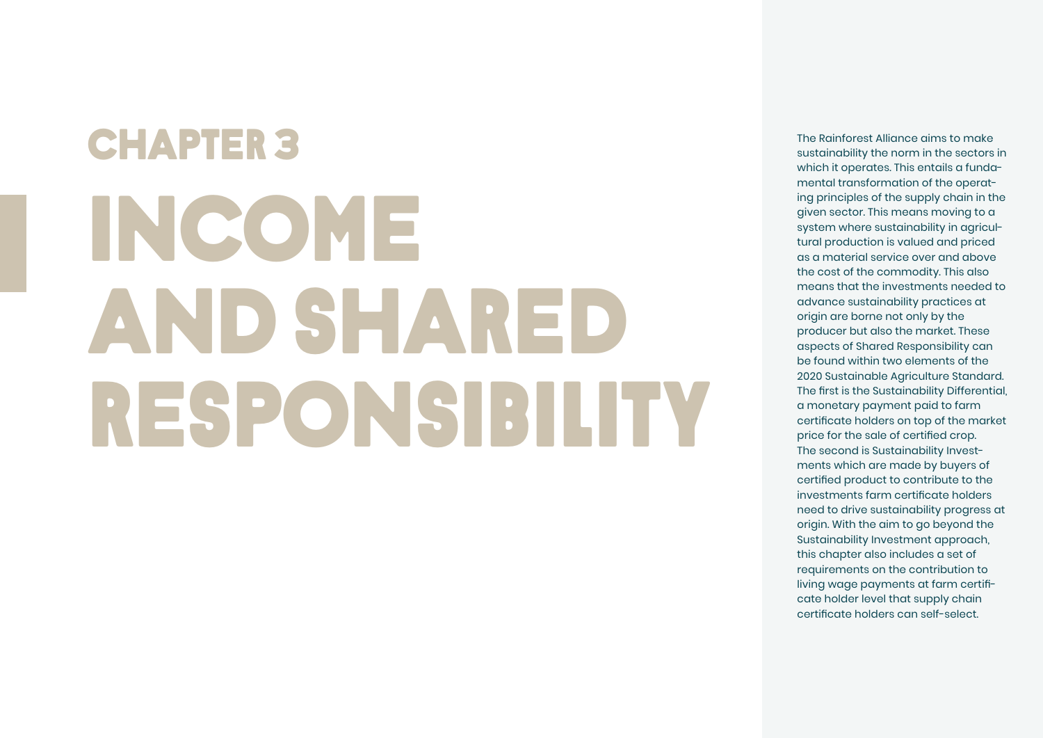# CHAPTER 3

# INCOME AND SHARED RESPONSIBILITY

The Rainforest Alliance aims to make sustainability the norm in the sectors in which it operates. This entails a fundamental transformation of the operating principles of the supply chain in the given sector. This means moving to a system where sustainability in agricultural production is valued and priced as a material service over and above the cost of the commodity. This also means that the investments needed to advance sustainability practices at origin are borne not only by the producer but also the market. These aspects of Shared Responsibility can be found within two elements of the 2020 Sustainable Agriculture Standard. The first is the Sustainability Differential, a monetary payment paid to farm certificate holders on top of the market price for the sale of certified crop. The second is Sustainability Investments which are made by buyers of certified product to contribute to the investments farm certificate holders need to drive sustainability progress at origin. With the aim to go beyond the Sustainability Investment approach, this chapter also includes a set of requirements on the contribution to living wage payments at farm certificate holder level that supply chain certificate holders can self-select.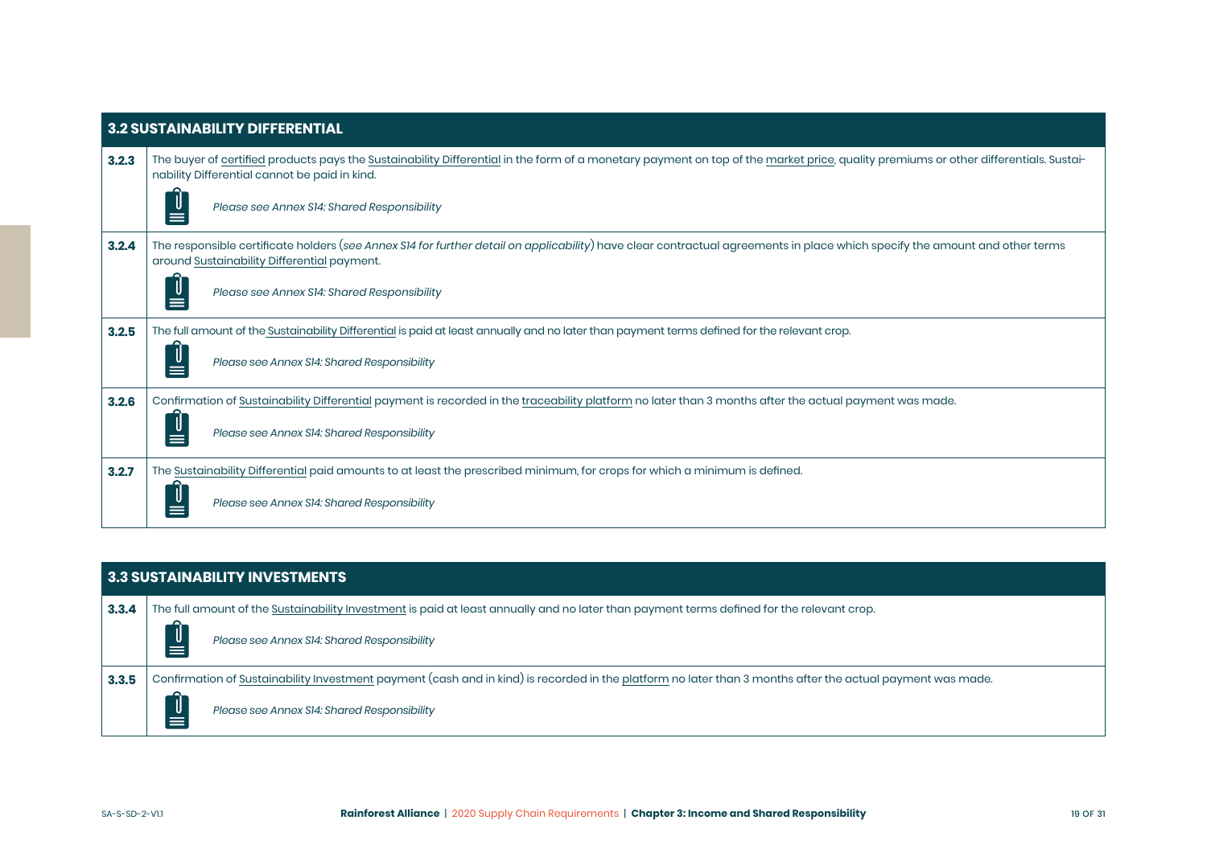| 3.2 SUSTAINABILITY DIFFERENTIAL | |
|---|---|
| **3.2.3** | The buyer of certified products pays the Sustainability Differential in the form of a monetary payment on top of the market price, quality premiums or other differentials. Sustainability Differential cannot be paid in kind.<br><br>*Please see Annex S14: Shared Responsibility* |
| **3.2.4** | The responsible certificate holders (*see Annex S14 for further detail on applicability*) have clear contractual agreements in place which specify the amount and other terms around Sustainability Differential payment.<br><br>*Please see Annex S14: Shared Responsibility* |
| **3.2.5** | The full amount of the Sustainability Differential is paid at least annually and no later than payment terms defined for the relevant crop.<br><br>*Please see Annex S14: Shared Responsibility* |
| **3.2.6** | Confirmation of Sustainability Differential payment is recorded in the traceability platform no later than 3 months after the actual payment was made.<br><br>*Please see Annex S14: Shared Responsibility* |
| **3.2.7** | The Sustainability Differential paid amounts to at least the prescribed minimum, for crops for which a minimum is defined.<br><br>*Please see Annex S14: Shared Responsibility* |

| 3.3 SUSTAINABILITY INVESTMENTS | |
|---|---|
| **3.3.4** | The full amount of the Sustainability Investment is paid at least annually and no later than payment terms defined for the relevant crop.<br><br>*Please see Annex S14: Shared Responsibility* |
| **3.3.5** | Confirmation of Sustainability Investment payment (cash and in kind) is recorded in the platform no later than 3 months after the actual payment was made.<br><br>*Please see Annex S14: Shared Responsibility* |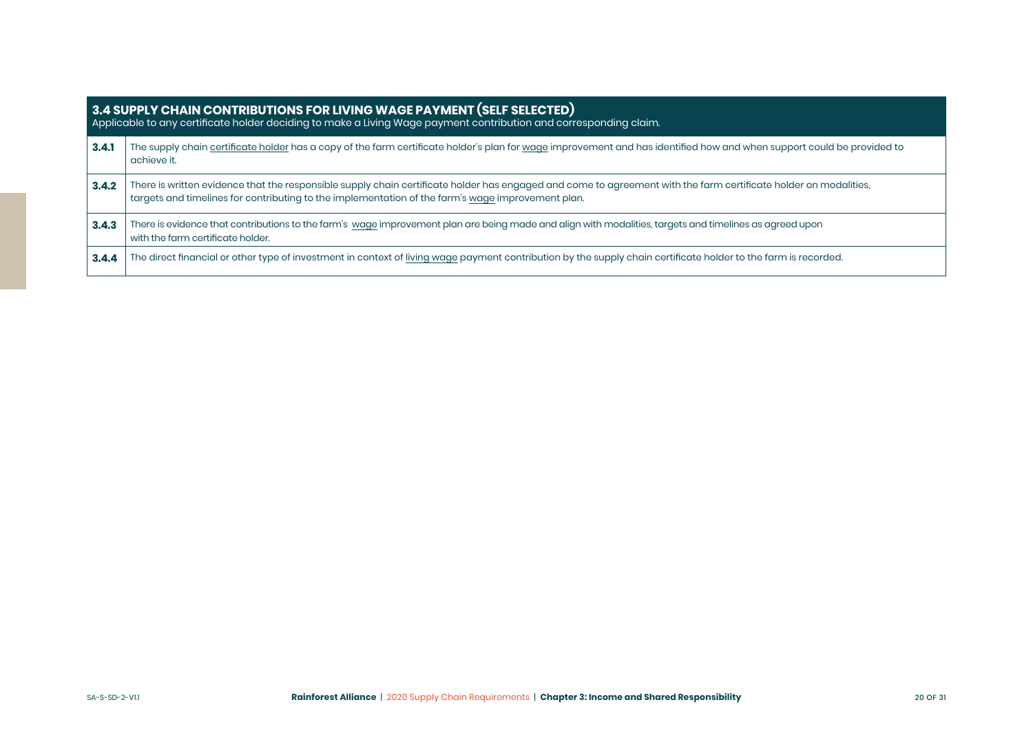| **3.4 SUPPLY CHAIN CONTRIBUTIONS FOR LIVING WAGE PAYMENT (SELF SELECTED)**<br>Applicable to any certificate holder deciding to make a Living Wage payment contribution and corresponding claim. | |
|---|---|
| **3.4.1** | The supply chain certificate holder has a copy of the farm certificate holder's plan for wage improvement and has identified how and when support could be provided to achieve it. |
| **3.4.2** | There is written evidence that the responsible supply chain certificate holder has engaged and come to agreement with the farm certificate holder on modalities, targets and timelines for contributing to the implementation of the farm's wage improvement plan. |
| **3.4.3** | There is evidence that contributions to the farm's wage improvement plan are being made and align with modalities, targets and timelines as agreed upon with the farm certificate holder. |
| **3.4.4** | The direct financial or other type of investment in context of living wage payment contribution by the supply chain certificate holder to the farm is recorded. |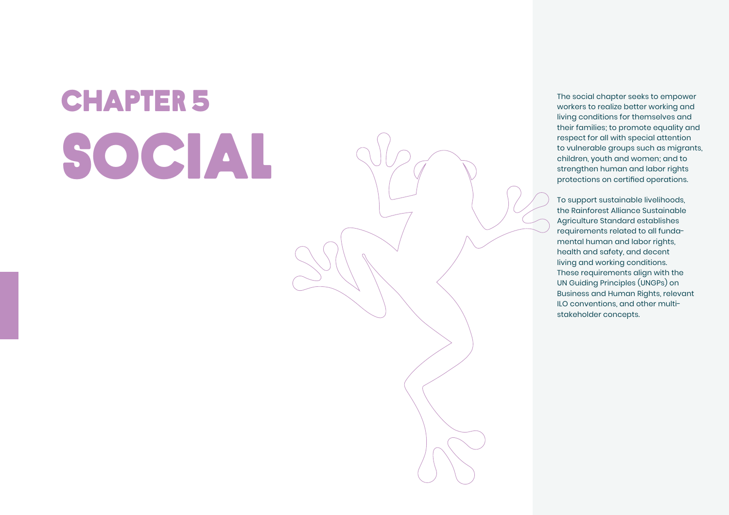# CHAPTER 5
# SOCIAL

The social chapter seeks to empower workers to realize better working and living conditions for themselves and their families; to promote equality and respect for all with special attention to vulnerable groups such as migrants, children, youth and women; and to strengthen human and labor rights protections on certified operations.

To support sustainable livelihoods, the Rainforest Alliance Sustainable Agriculture Standard establishes requirements related to all fundamental human and labor rights, health and safety, and decent living and working conditions. These requirements align with the UN Guiding Principles (UNGPs) on Business and Human Rights, relevant ILO conventions, and other multi-stakeholder concepts.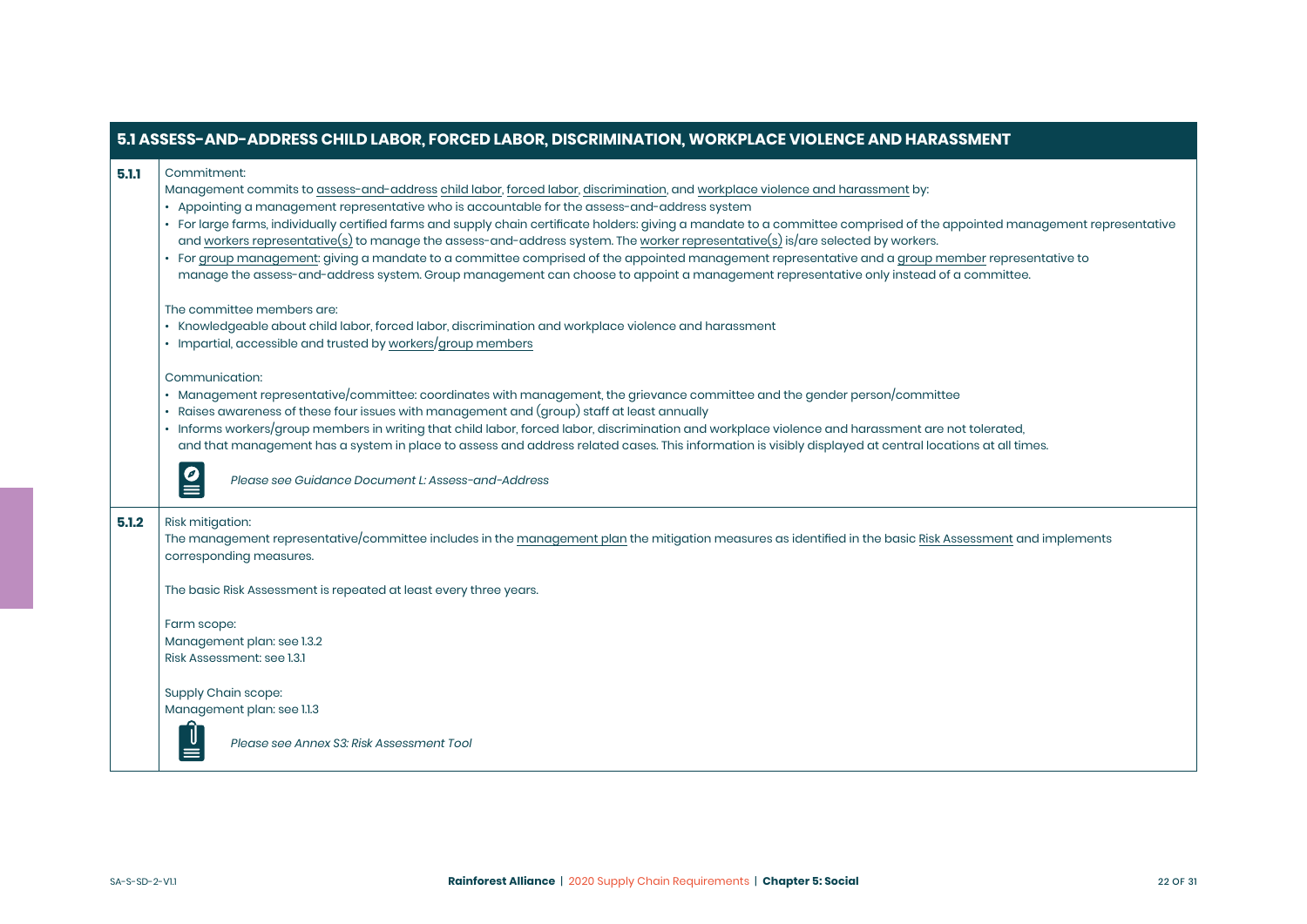## 5.1 ASSESS-AND-ADDRESS CHILD LABOR, FORCED LABOR, DISCRIMINATION, WORKPLACE VIOLENCE AND HARASSMENT

| | |
|---|---|
| **5.1.1** | Commitment:<br>Management commits to assess-and-address child labor, forced labor, discrimination, and workplace violence and harassment by:<br>• Appointing a management representative who is accountable for the assess-and-address system<br>• For large farms, individually certified farms and supply chain certificate holders: giving a mandate to a committee comprised of the appointed management representative and workers representative(s) to manage the assess-and-address system. The worker representative(s) is/are selected by workers.<br>• For group management: giving a mandate to a committee comprised of the appointed management representative and a group member representative to manage the assess-and-address system. Group management can choose to appoint a management representative only instead of a committee.<br><br>The committee members are:<br>• Knowledgeable about child labor, forced labor, discrimination and workplace violence and harassment<br>• Impartial, accessible and trusted by workers/group members<br><br>Communication:<br>• Management representative/committee: coordinates with management, the grievance committee and the gender person/committee<br>• Raises awareness of these four issues with management and (group) staff at least annually<br>• Informs workers/group members in writing that child labor, forced labor, discrimination and workplace violence and harassment are not tolerated, and that management has a system in place to assess and address related cases. This information is visibly displayed at central locations at all times.<br><br>*Please see Guidance Document L: Assess-and-Address* |
| **5.1.2** | Risk mitigation:<br>The management representative/committee includes in the management plan the mitigation measures as identified in the basic Risk Assessment and implements corresponding measures.<br><br>The basic Risk Assessment is repeated at least every three years.<br><br>Farm scope:<br>Management plan: see 1.3.2<br>Risk Assessment: see 1.3.1<br><br>Supply Chain scope:<br>Management plan: see 1.1.3<br><br>*Please see Annex S3: Risk Assessment Tool* |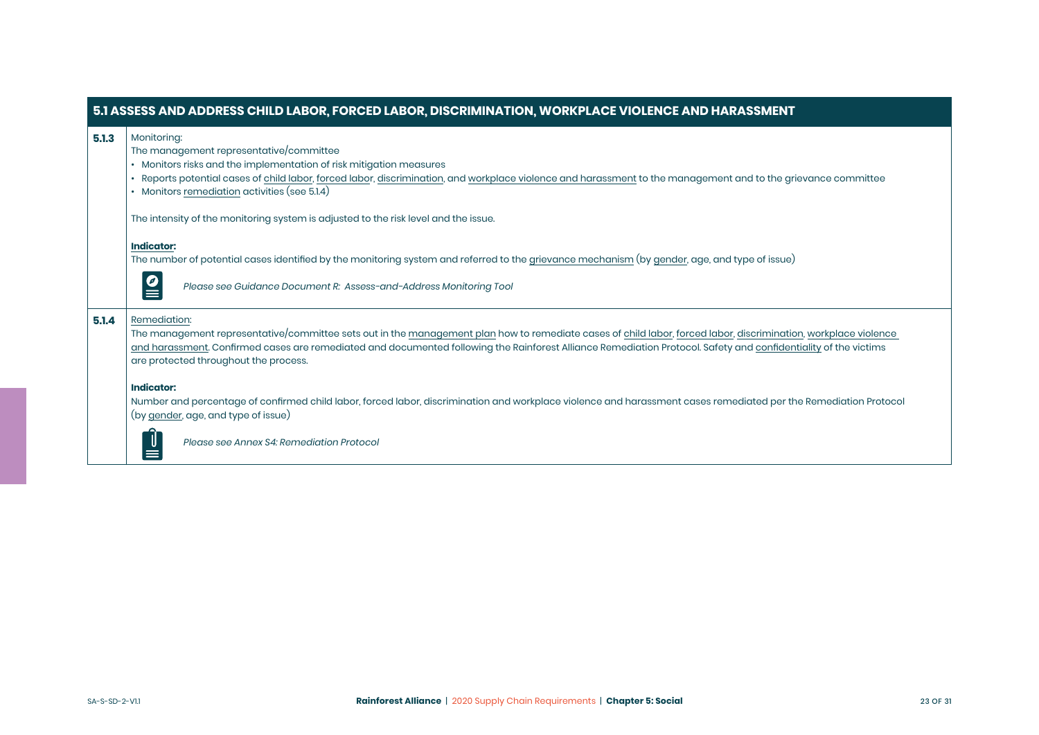| 5.1 ASSESS AND ADDRESS CHILD LABOR, FORCED LABOR, DISCRIMINATION, WORKPLACE VIOLENCE AND HARASSMENT | |
|---|---|
| **5.1.3** | Monitoring:<br>The management representative/committee<br>• Monitors risks and the implementation of risk mitigation measures<br>• Reports potential cases of child labor, forced labor, discrimination, and workplace violence and harassment to the management and to the grievance committee<br>• Monitors remediation activities (see 5.1.4)<br><br>The intensity of the monitoring system is adjusted to the risk level and the issue.<br><br>**Indicator:**<br>The number of potential cases identified by the monitoring system and referred to the grievance mechanism (by gender, age, and type of issue)<br><br>*Please see Guidance Document R: Assess-and-Address Monitoring Tool* |
| **5.1.4** | Remediation:<br>The management representative/committee sets out in the management plan how to remediate cases of child labor, forced labor, discrimination, workplace violence and harassment. Confirmed cases are remediated and documented following the Rainforest Alliance Remediation Protocol. Safety and confidentiality of the victims are protected throughout the process.<br><br>**Indicator:**<br>Number and percentage of confirmed child labor, forced labor, discrimination and workplace violence and harassment cases remediated per the Remediation Protocol (by gender, age, and type of issue)<br><br>*Please see Annex S4: Remediation Protocol* |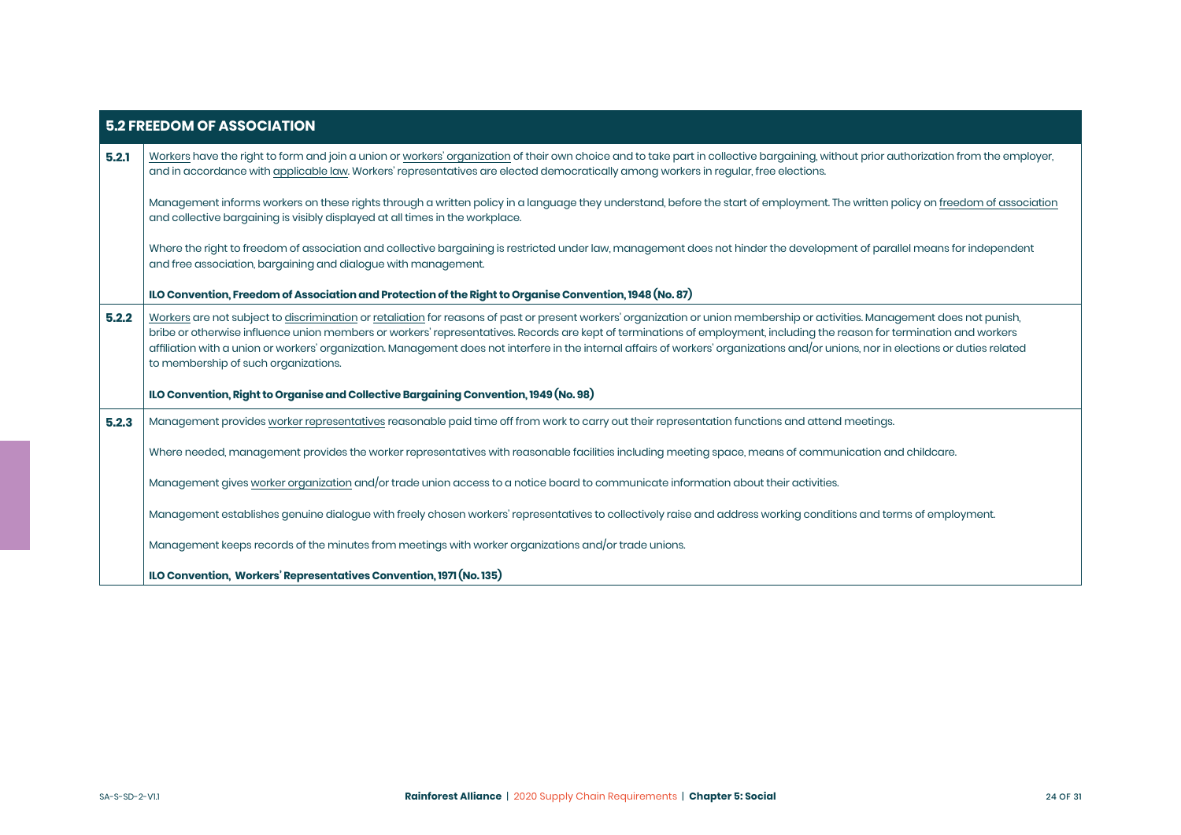## 5.2 FREEDOM OF ASSOCIATION

| | |
|---|---|
| **5.2.1** | Workers have the right to form and join a union or workers' organization of their own choice and to take part in collective bargaining, without prior authorization from the employer, and in accordance with applicable law. Workers' representatives are elected democratically among workers in regular, free elections.<br><br>Management informs workers on these rights through a written policy in a language they understand, before the start of employment. The written policy on freedom of association and collective bargaining is visibly displayed at all times in the workplace.<br><br>Where the right to freedom of association and collective bargaining is restricted under law, management does not hinder the development of parallel means for independent and free association, bargaining and dialogue with management.<br><br>**ILO Convention, Freedom of Association and Protection of the Right to Organise Convention, 1948 (No. 87)** |
| **5.2.2** | Workers are not subject to discrimination or retaliation for reasons of past or present workers' organization or union membership or activities. Management does not punish, bribe or otherwise influence union members or workers' representatives. Records are kept of terminations of employment, including the reason for termination and workers affiliation with a union or workers' organization. Management does not interfere in the internal affairs of workers' organizations and/or unions, nor in elections or duties related to membership of such organizations.<br><br>**ILO Convention, Right to Organise and Collective Bargaining Convention, 1949 (No. 98)** |
| **5.2.3** | Management provides worker representatives reasonable paid time off from work to carry out their representation functions and attend meetings.<br><br>Where needed, management provides the worker representatives with reasonable facilities including meeting space, means of communication and childcare.<br><br>Management gives worker organization and/or trade union access to a notice board to communicate information about their activities.<br><br>Management establishes genuine dialogue with freely chosen workers' representatives to collectively raise and address working conditions and terms of employment.<br><br>Management keeps records of the minutes from meetings with worker organizations and/or trade unions.<br><br>**ILO Convention, Workers' Representatives Convention, 1971 (No. 135)** |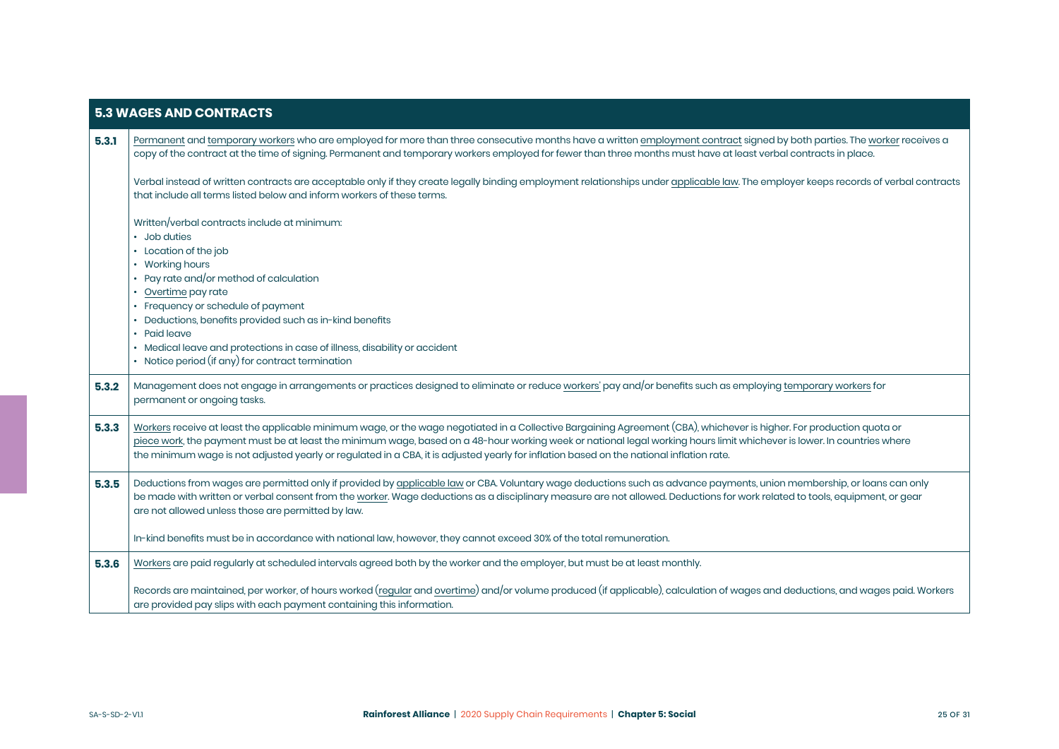## 5.3 WAGES AND CONTRACTS

| | |
|---|---|
| **5.3.1** | Permanent and temporary workers who are employed for more than three consecutive months have a written employment contract signed by both parties. The worker receives a copy of the contract at the time of signing. Permanent and temporary workers employed for fewer than three months must have at least verbal contracts in place.<br><br>Verbal instead of written contracts are acceptable only if they create legally binding employment relationships under applicable law. The employer keeps records of verbal contracts that include all terms listed below and inform workers of these terms.<br><br>Written/verbal contracts include at minimum:<br>• Job duties<br>• Location of the job<br>• Working hours<br>• Pay rate and/or method of calculation<br>• Overtime pay rate<br>• Frequency or schedule of payment<br>• Deductions, benefits provided such as in-kind benefits<br>• Paid leave<br>• Medical leave and protections in case of illness, disability or accident<br>• Notice period (if any) for contract termination |
| **5.3.2** | Management does not engage in arrangements or practices designed to eliminate or reduce workers' pay and/or benefits such as employing temporary workers for permanent or ongoing tasks. |
| **5.3.3** | Workers receive at least the applicable minimum wage, or the wage negotiated in a Collective Bargaining Agreement (CBA), whichever is higher. For production quota or piece work, the payment must be at least the minimum wage, based on a 48-hour working week or national legal working hours limit whichever is lower. In countries where the minimum wage is not adjusted yearly or regulated in a CBA, it is adjusted yearly for inflation based on the national inflation rate. |
| **5.3.5** | Deductions from wages are permitted only if provided by applicable law or CBA. Voluntary wage deductions such as advance payments, union membership, or loans can only be made with written or verbal consent from the worker. Wage deductions as a disciplinary measure are not allowed. Deductions for work related to tools, equipment, or gear are not allowed unless those are permitted by law.<br><br>In-kind benefits must be in accordance with national law, however, they cannot exceed 30% of the total remuneration. |
| **5.3.6** | Workers are paid regularly at scheduled intervals agreed both by the worker and the employer, but must be at least monthly.<br><br>Records are maintained, per worker, of hours worked (regular and overtime) and/or volume produced (if applicable), calculation of wages and deductions, and wages paid. Workers are provided pay slips with each payment containing this information. |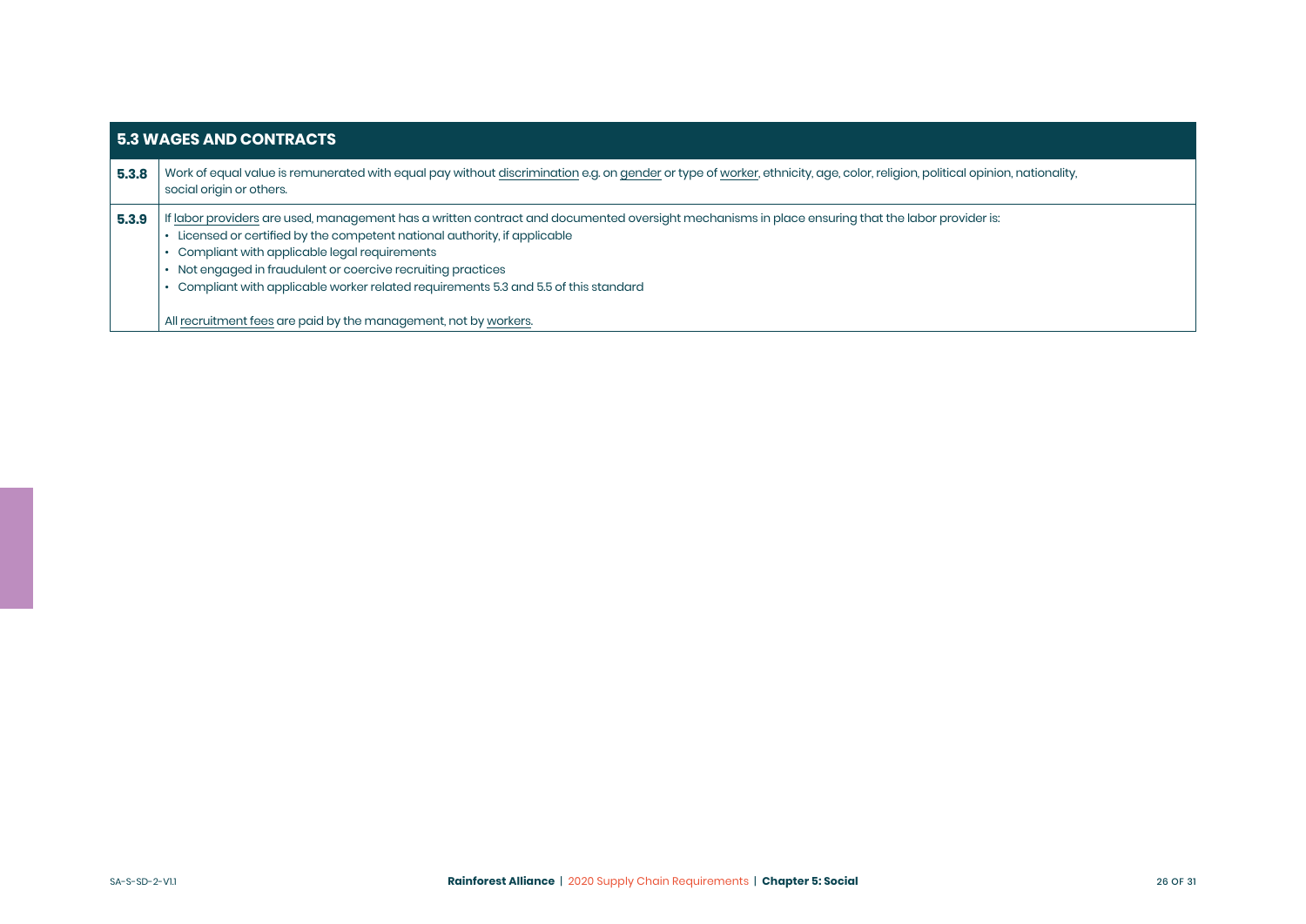| 5.3 WAGES AND CONTRACTS | |
|---|---|
| **5.3.8** | Work of equal value is remunerated with equal pay without discrimination e.g. on gender or type of worker, ethnicity, age, color, religion, political opinion, nationality, social origin or others. |
| **5.3.9** | If labor providers are used, management has a written contract and documented oversight mechanisms in place ensuring that the labor provider is:<br>• Licensed or certified by the competent national authority, if applicable<br>• Compliant with applicable legal requirements<br>• Not engaged in fraudulent or coercive recruiting practices<br>• Compliant with applicable worker related requirements 5.3 and 5.5 of this standard<br><br>All recruitment fees are paid by the management, not by workers. |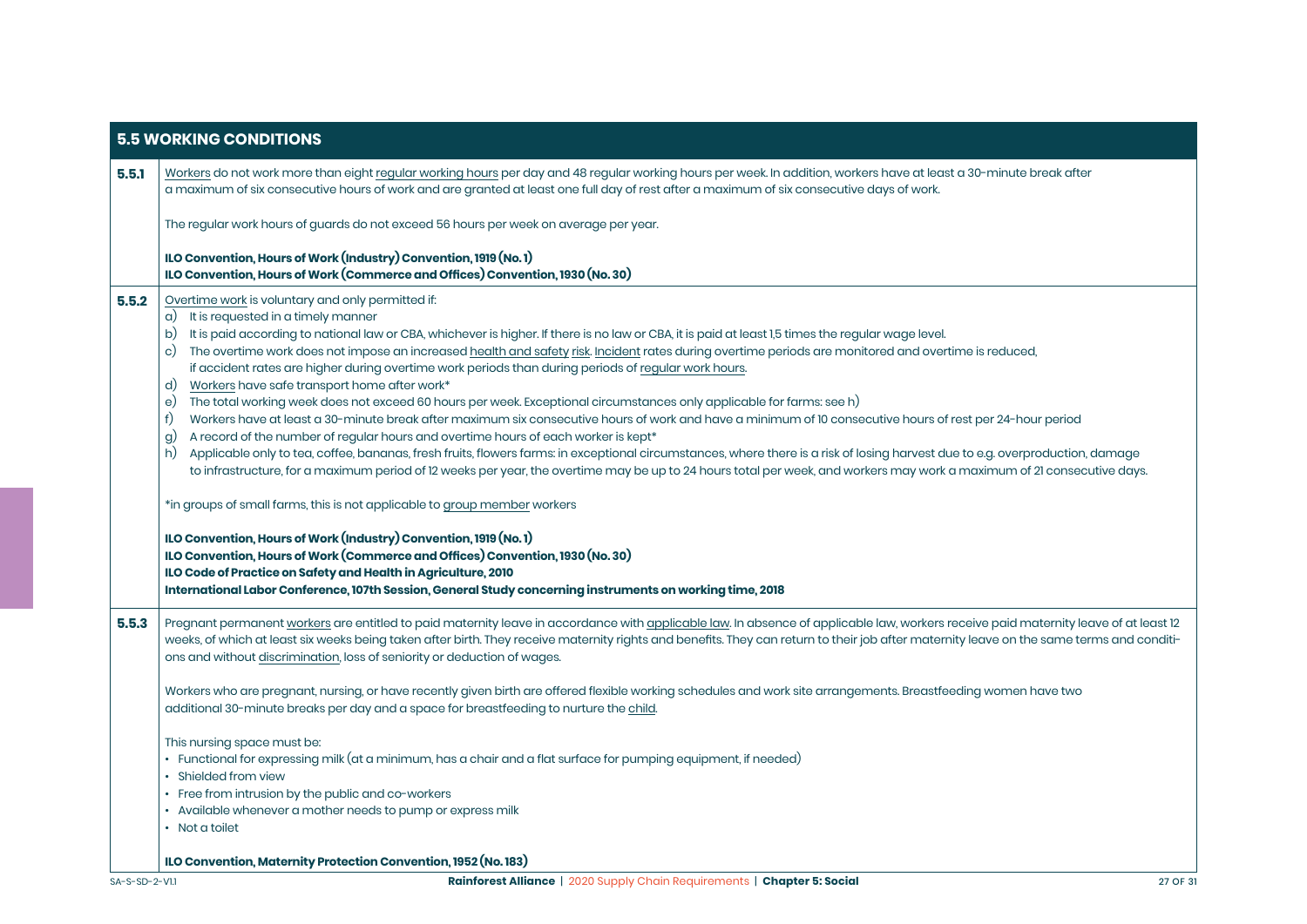## 5.5 WORKING CONDITIONS

| | |
|---|---|
| **5.5.1** | Workers do not work more than eight regular working hours per day and 48 regular working hours per week. In addition, workers have at least a 30-minute break after a maximum of six consecutive hours of work and are granted at least one full day of rest after a maximum of six consecutive days of work.<br><br>The regular work hours of guards do not exceed 56 hours per week on average per year.<br><br>**ILO Convention, Hours of Work (Industry) Convention, 1919 (No. 1)**<br>**ILO Convention, Hours of Work (Commerce and Offices) Convention, 1930 (No. 30)** |
| **5.5.2** | Overtime work is voluntary and only permitted if:<br>a) It is requested in a timely manner<br>b) It is paid according to national law or CBA, whichever is higher. If there is no law or CBA, it is paid at least 1,5 times the regular wage level.<br>c) The overtime work does not impose an increased health and safety risk. Incident rates during overtime periods are monitored and overtime is reduced, if accident rates are higher during overtime work periods than during periods of regular work hours.<br>d) Workers have safe transport home after work*<br>e) The total working week does not exceed 60 hours per week. Exceptional circumstances only applicable for farms: see h)<br>f) Workers have at least a 30-minute break after maximum six consecutive hours of work and have a minimum of 10 consecutive hours of rest per 24-hour period<br>g) A record of the number of regular hours and overtime hours of each worker is kept*<br>h) Applicable only to tea, coffee, bananas, fresh fruits, flowers farms: in exceptional circumstances, where there is a risk of losing harvest due to e.g. overproduction, damage to infrastructure, for a maximum period of 12 weeks per year, the overtime may be up to 24 hours total per week, and workers may work a maximum of 21 consecutive days.<br><br>*in groups of small farms, this is not applicable to group member workers<br><br>**ILO Convention, Hours of Work (Industry) Convention, 1919 (No. 1)**<br>**ILO Convention, Hours of Work (Commerce and Offices) Convention, 1930 (No. 30)**<br>**ILO Code of Practice on Safety and Health in Agriculture, 2010**<br>**International Labor Conference, 107th Session, General Study concerning instruments on working time, 2018** |
| **5.5.3** | Pregnant permanent workers are entitled to paid maternity leave in accordance with applicable law. In absence of applicable law, workers receive paid maternity leave of at least 12 weeks, of which at least six weeks being taken after birth. They receive maternity rights and benefits. They can return to their job after maternity leave on the same terms and conditions and without discrimination, loss of seniority or deduction of wages.<br><br>Workers who are pregnant, nursing, or have recently given birth are offered flexible working schedules and work site arrangements. Breastfeeding women have two additional 30-minute breaks per day and a space for breastfeeding to nurture the child.<br><br>This nursing space must be:<br>• Functional for expressing milk (at a minimum, has a chair and a flat surface for pumping equipment, if needed)<br>• Shielded from view<br>• Free from intrusion by the public and co-workers<br>• Available whenever a mother needs to pump or express milk<br>• Not a toilet<br><br>**ILO Convention, Maternity Protection Convention, 1952 (No. 183)** |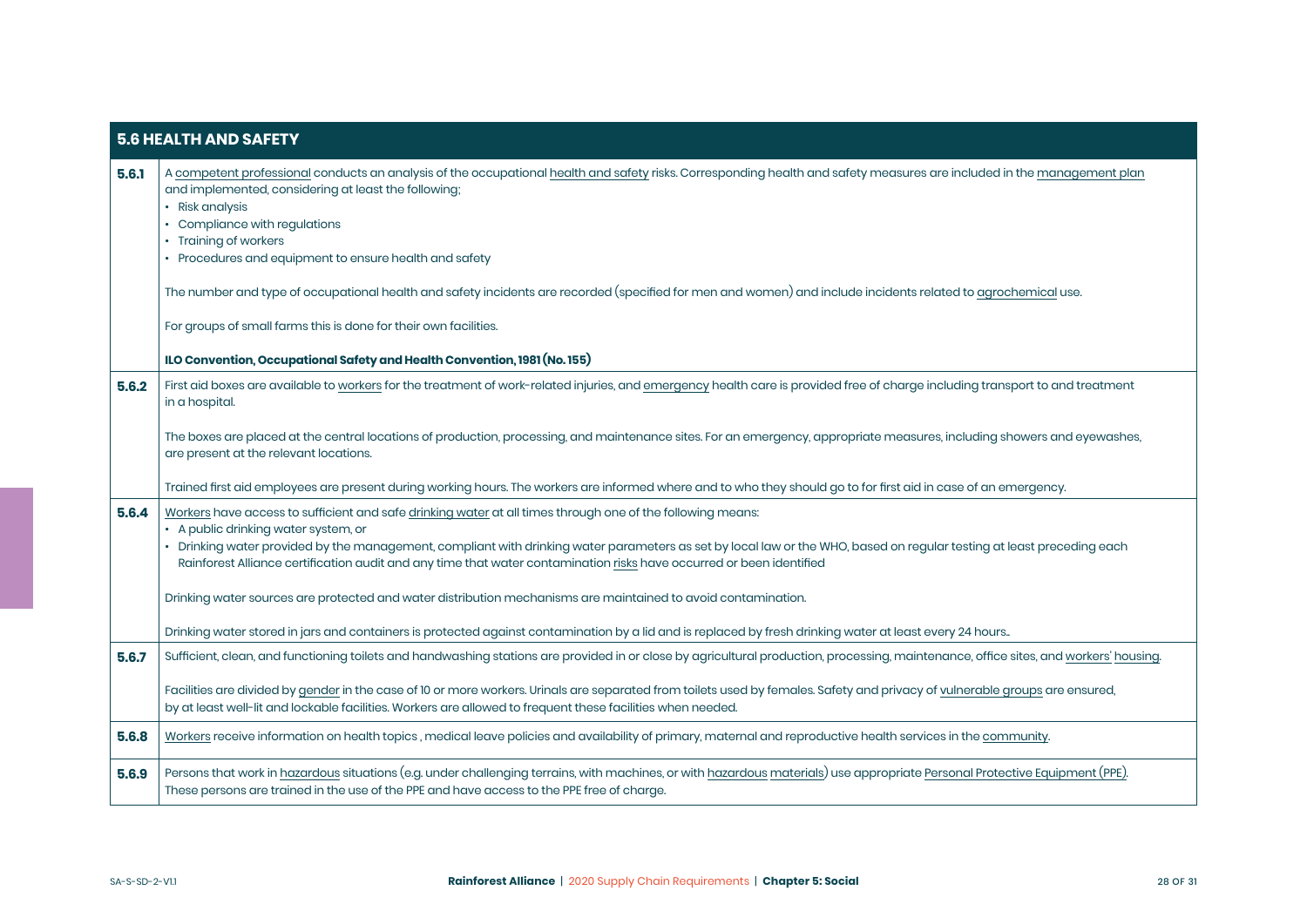| 5.6 HEALTH AND SAFETY | |
|---|---|
| **5.6.1** | A competent professional conducts an analysis of the occupational health and safety risks. Corresponding health and safety measures are included in the management plan and implemented, considering at least the following;<br>• Risk analysis<br>• Compliance with regulations<br>• Training of workers<br>• Procedures and equipment to ensure health and safety<br><br>The number and type of occupational health and safety incidents are recorded (specified for men and women) and include incidents related to agrochemical use.<br><br>For groups of small farms this is done for their own facilities.<br><br>**ILO Convention, Occupational Safety and Health Convention, 1981 (No. 155)** |
| **5.6.2** | First aid boxes are available to workers for the treatment of work-related injuries, and emergency health care is provided free of charge including transport to and treatment in a hospital.<br><br>The boxes are placed at the central locations of production, processing, and maintenance sites. For an emergency, appropriate measures, including showers and eyewashes, are present at the relevant locations.<br><br>Trained first aid employees are present during working hours. The workers are informed where and to who they should go to for first aid in case of an emergency. |
| **5.6.4** | Workers have access to sufficient and safe drinking water at all times through one of the following means:<br>• A public drinking water system, or<br>• Drinking water provided by the management, compliant with drinking water parameters as set by local law or the WHO, based on regular testing at least preceding each Rainforest Alliance certification audit and any time that water contamination risks have occurred or been identified<br><br>Drinking water sources are protected and water distribution mechanisms are maintained to avoid contamination.<br><br>Drinking water stored in jars and containers is protected against contamination by a lid and is replaced by fresh drinking water at least every 24 hours.. |
| **5.6.7** | Sufficient, clean, and functioning toilets and handwashing stations are provided in or close by agricultural production, processing, maintenance, office sites, and workers' housing.<br><br>Facilities are divided by gender in the case of 10 or more workers. Urinals are separated from toilets used by females. Safety and privacy of vulnerable groups are ensured, by at least well-lit and lockable facilities. Workers are allowed to frequent these facilities when needed. |
| **5.6.8** | Workers receive information on health topics , medical leave policies and availability of primary, maternal and reproductive health services in the community. |
| **5.6.9** | Persons that work in hazardous situations (e.g. under challenging terrains, with machines, or with hazardous materials) use appropriate Personal Protective Equipment (PPE). These persons are trained in the use of the PPE and have access to the PPE free of charge. |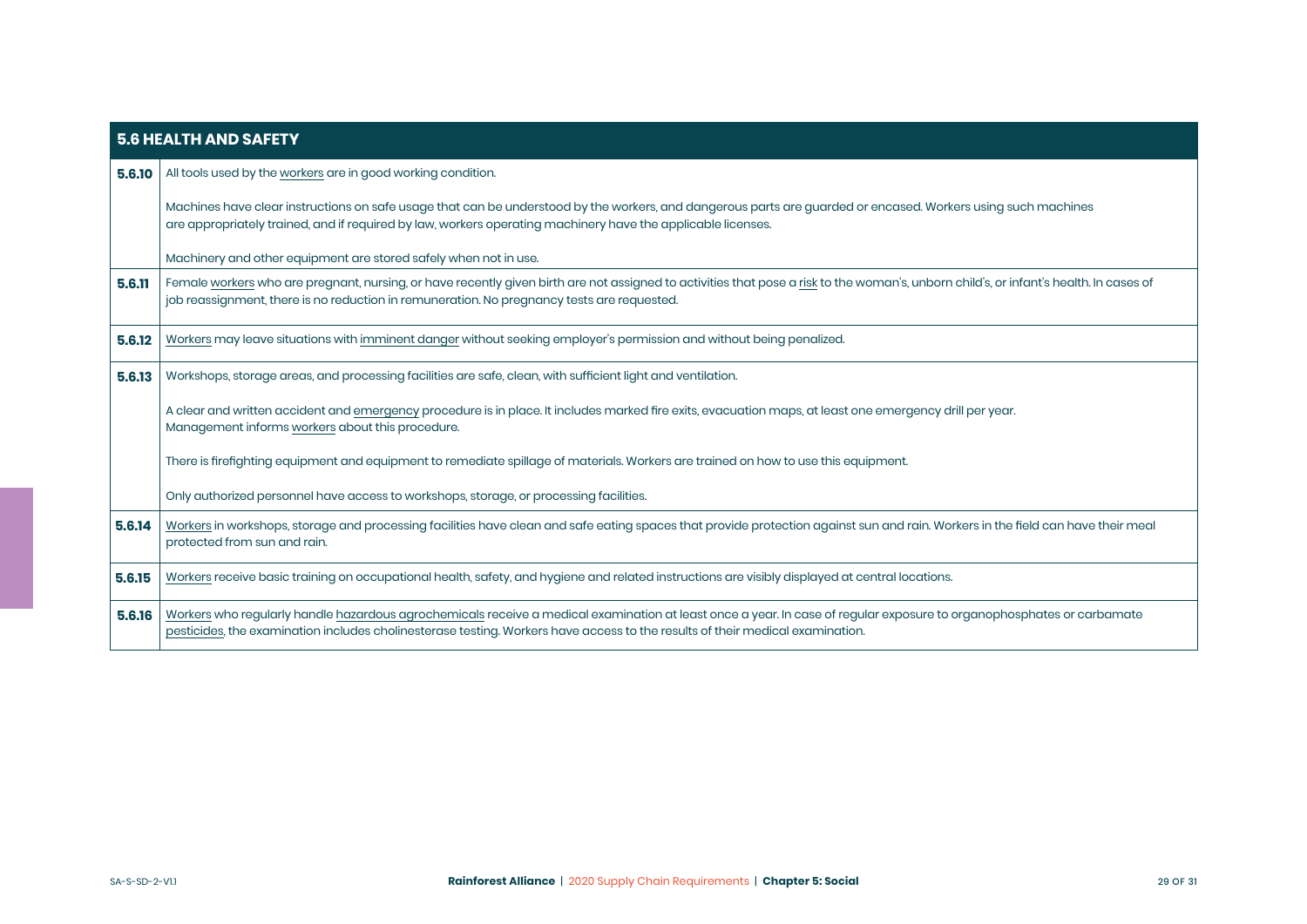| 5.6 HEALTH AND SAFETY | |
|---|---|
| **5.6.10** | All tools used by the workers are in good working condition.<br><br>Machines have clear instructions on safe usage that can be understood by the workers, and dangerous parts are guarded or encased. Workers using such machines are appropriately trained, and if required by law, workers operating machinery have the applicable licenses.<br><br>Machinery and other equipment are stored safely when not in use. |
| **5.6.11** | Female workers who are pregnant, nursing, or have recently given birth are not assigned to activities that pose a risk to the woman's, unborn child's, or infant's health. In cases of job reassignment, there is no reduction in remuneration. No pregnancy tests are requested. |
| **5.6.12** | Workers may leave situations with imminent danger without seeking employer's permission and without being penalized. |
| **5.6.13** | Workshops, storage areas, and processing facilities are safe, clean, with sufficient light and ventilation.<br><br>A clear and written accident and emergency procedure is in place. It includes marked fire exits, evacuation maps, at least one emergency drill per year. Management informs workers about this procedure.<br><br>There is firefighting equipment and equipment to remediate spillage of materials. Workers are trained on how to use this equipment.<br><br>Only authorized personnel have access to workshops, storage, or processing facilities. |
| **5.6.14** | Workers in workshops, storage and processing facilities have clean and safe eating spaces that provide protection against sun and rain. Workers in the field can have their meal protected from sun and rain. |
| **5.6.15** | Workers receive basic training on occupational health, safety, and hygiene and related instructions are visibly displayed at central locations. |
| **5.6.16** | Workers who regularly handle hazardous agrochemicals receive a medical examination at least once a year. In case of regular exposure to organophosphates or carbamate pesticides, the examination includes cholinesterase testing. Workers have access to the results of their medical examination. |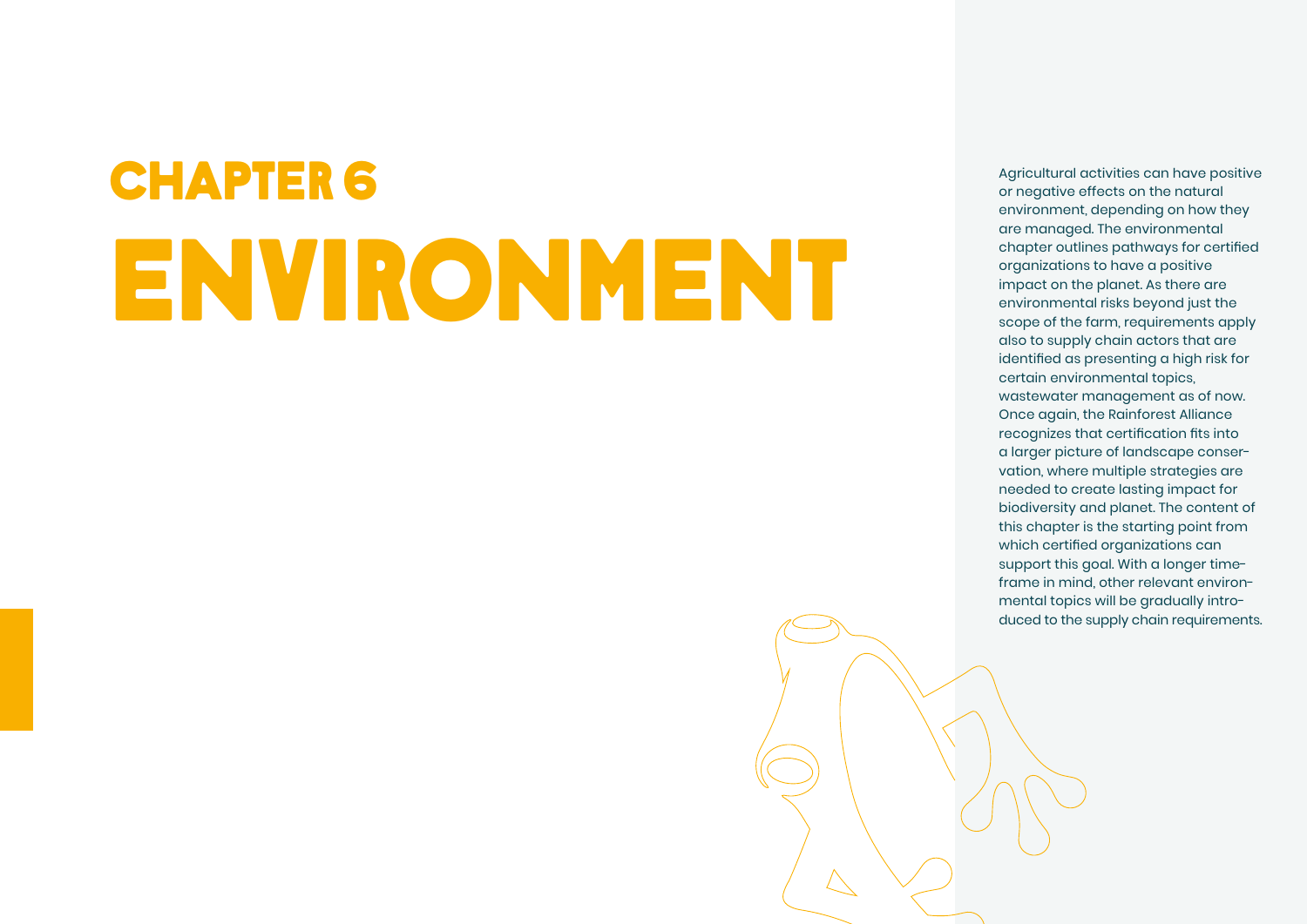# CHAPTER 6

# ENVIRONMENT

Agricultural activities can have positive or negative effects on the natural environment, depending on how they are managed. The environmental chapter outlines pathways for certified organizations to have a positive impact on the planet. As there are environmental risks beyond just the scope of the farm, requirements apply also to supply chain actors that are identified as presenting a high risk for certain environmental topics, wastewater management as of now. Once again, the Rainforest Alliance recognizes that certification fits into a larger picture of landscape conservation, where multiple strategies are needed to create lasting impact for biodiversity and planet. The content of this chapter is the starting point from which certified organizations can support this goal. With a longer timeframe in mind, other relevant environmental topics will be gradually introduced to the supply chain requirements.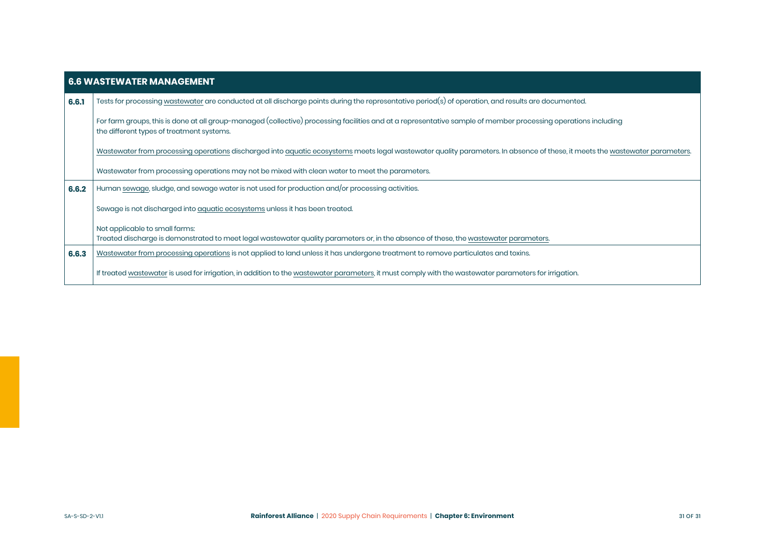| 6.6 WASTEWATER MANAGEMENT | |
|---|---|
| **6.6.1** | Tests for processing wastewater are conducted at all discharge points during the representative period(s) of operation, and results are documented.<br><br>For farm groups, this is done at all group-managed (collective) processing facilities and at a representative sample of member processing operations including the different types of treatment systems.<br><br>Wastewater from processing operations discharged into aquatic ecosystems meets legal wastewater quality parameters. In absence of these, it meets the wastewater parameters.<br><br>Wastewater from processing operations may not be mixed with clean water to meet the parameters. |
| **6.6.2** | Human sewage, sludge, and sewage water is not used for production and/or processing activities.<br><br>Sewage is not discharged into aquatic ecosystems unless it has been treated.<br><br>Not applicable to small farms:<br>Treated discharge is demonstrated to meet legal wastewater quality parameters or, in the absence of these, the wastewater parameters. |
| **6.6.3** | Wastewater from processing operations is not applied to land unless it has undergone treatment to remove particulates and toxins.<br><br>If treated wastewater is used for irrigation, in addition to the wastewater parameters, it must comply with the wastewater parameters for irrigation. |